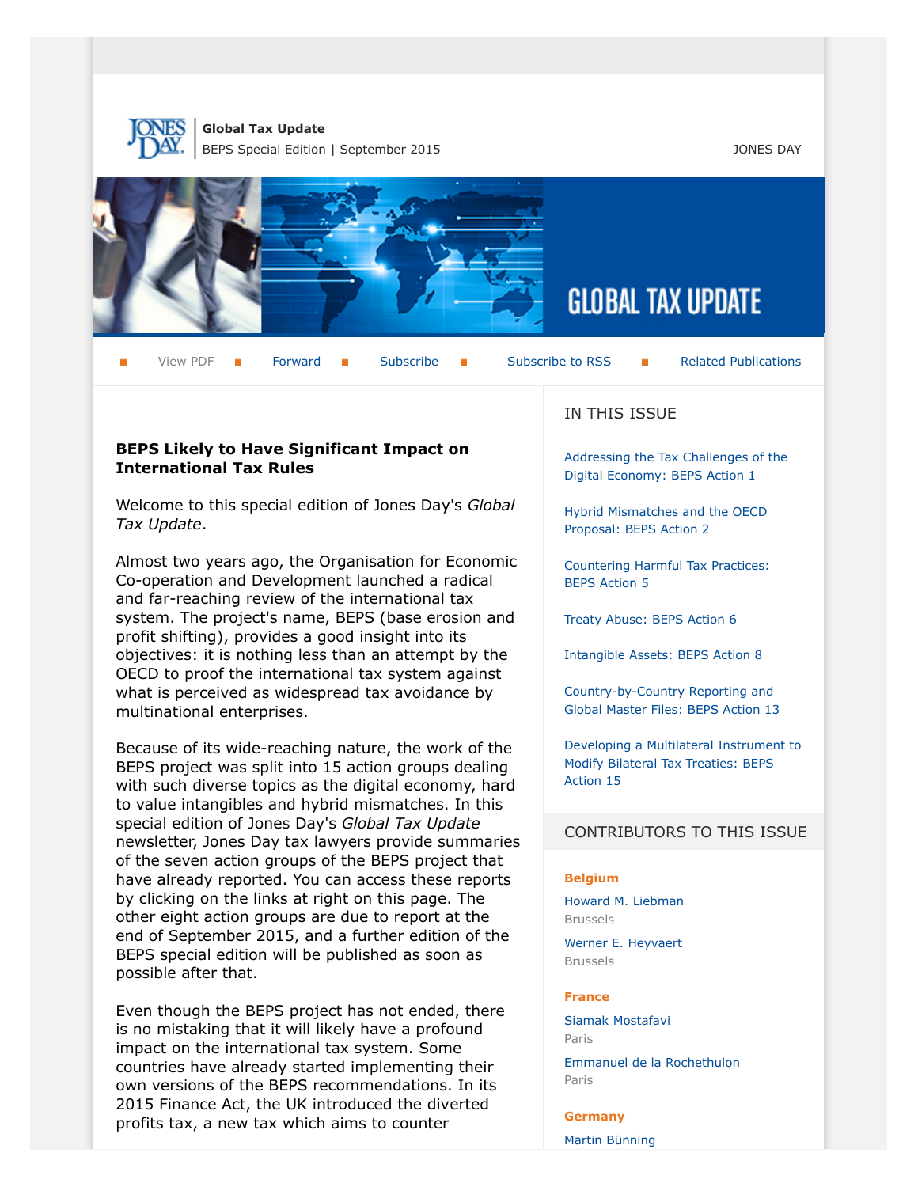**Global Tax Update**
BEPS Special Edition | September 2015

JONES DAY

GLOBAL TAX UPDATE

View PDF | Forward | Subscribe | Subscribe to RSS | Related Publications

## BEPS Likely to Have Significant Impact on International Tax Rules

Welcome to this special edition of Jones Day's *Global Tax Update*.

Almost two years ago, the Organisation for Economic Co-operation and Development launched a radical and far-reaching review of the international tax system. The project's name, BEPS (base erosion and profit shifting), provides a good insight into its objectives: it is nothing less than an attempt by the OECD to proof the international tax system against what is perceived as widespread tax avoidance by multinational enterprises.

Because of its wide-reaching nature, the work of the BEPS project was split into 15 action groups dealing with such diverse topics as the digital economy, hard to value intangibles and hybrid mismatches. In this special edition of Jones Day's *Global Tax Update* newsletter, Jones Day tax lawyers provide summaries of the seven action groups of the BEPS project that have already reported. You can access these reports by clicking on the links at right on this page. The other eight action groups are due to report at the end of September 2015, and a further edition of the BEPS special edition will be published as soon as possible after that.

Even though the BEPS project has not ended, there is no mistaking that it will likely have a profound impact on the international tax system. Some countries have already started implementing their own versions of the BEPS recommendations. In its 2015 Finance Act, the UK introduced the diverted profits tax, a new tax which aims to counter

## IN THIS ISSUE

- Addressing the Tax Challenges of the Digital Economy: BEPS Action 1
- Hybrid Mismatches and the OECD Proposal: BEPS Action 2
- Countering Harmful Tax Practices: BEPS Action 5
- Treaty Abuse: BEPS Action 6
- Intangible Assets: BEPS Action 8
- Country-by-Country Reporting and Global Master Files: BEPS Action 13
- Developing a Multilateral Instrument to Modify Bilateral Tax Treaties: BEPS Action 15

## CONTRIBUTORS TO THIS ISSUE

**Belgium**

Howard M. Liebman
Brussels

Werner E. Heyvaert
Brussels

**France**

Siamak Mostafavi
Paris

Emmanuel de la Rochethulon
Paris

**Germany**

Martin Bünning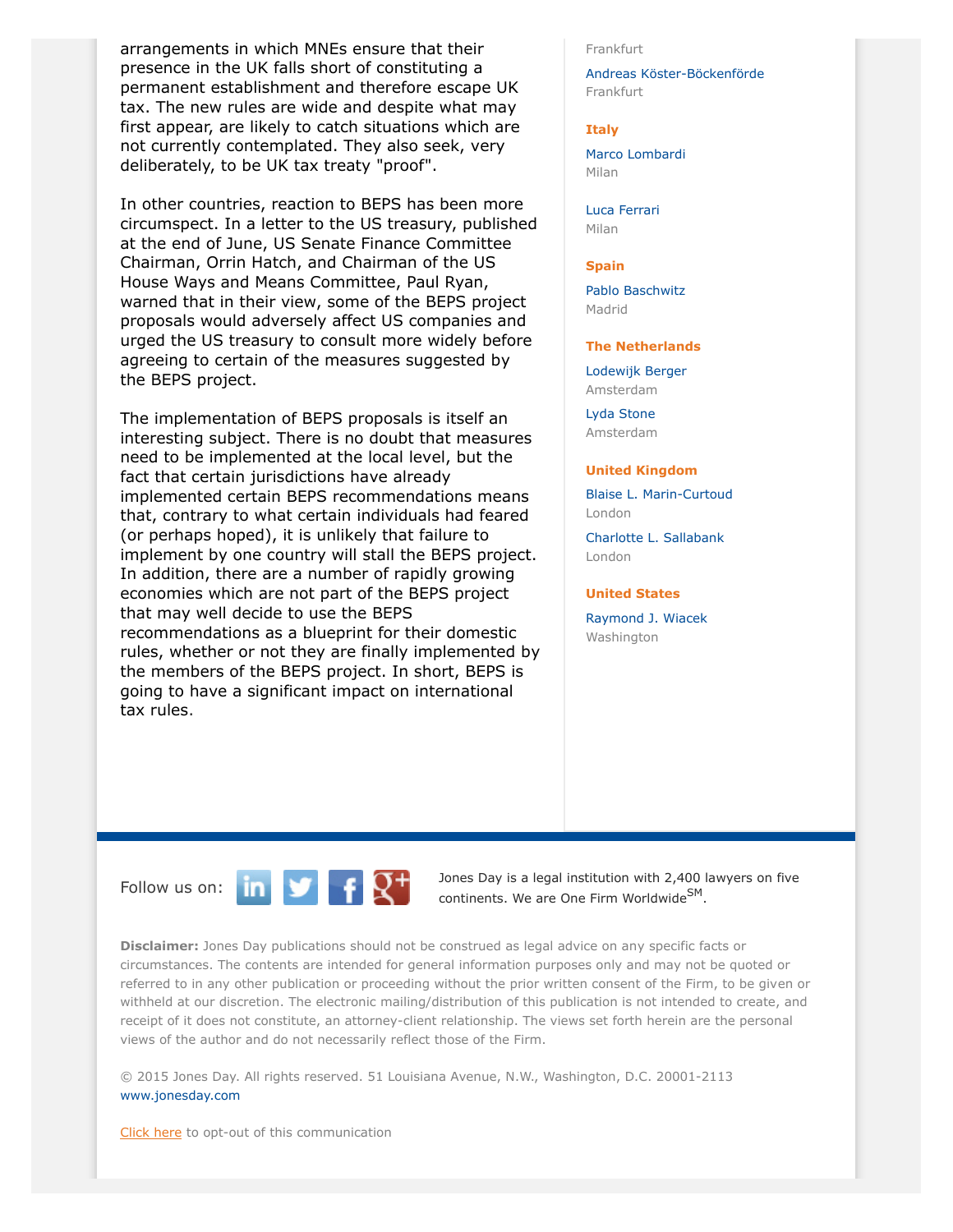arrangements in which MNEs ensure that their presence in the UK falls short of constituting a permanent establishment and therefore escape UK tax. The new rules are wide and despite what may first appear, are likely to catch situations which are not currently contemplated. They also seek, very deliberately, to be UK tax treaty "proof".

In other countries, reaction to BEPS has been more circumspect. In a letter to the US treasury, published at the end of June, US Senate Finance Committee Chairman, Orrin Hatch, and Chairman of the US House Ways and Means Committee, Paul Ryan, warned that in their view, some of the BEPS project proposals would adversely affect US companies and urged the US treasury to consult more widely before agreeing to certain of the measures suggested by the BEPS project.

The implementation of BEPS proposals is itself an interesting subject. There is no doubt that measures need to be implemented at the local level, but the fact that certain jurisdictions have already implemented certain BEPS recommendations means that, contrary to what certain individuals had feared (or perhaps hoped), it is unlikely that failure to implement by one country will stall the BEPS project. In addition, there are a number of rapidly growing economies which are not part of the BEPS project that may well decide to use the BEPS recommendations as a blueprint for their domestic rules, whether or not they are finally implemented by the members of the BEPS project. In short, BEPS is going to have a significant impact on international tax rules.

Frankfurt

Andreas Köster-Böckenförde
Frankfurt

**Italy**

Marco Lombardi
Milan

Luca Ferrari
Milan

**Spain**

Pablo Baschwitz
Madrid

**The Netherlands**

Lodewijk Berger
Amsterdam

Lyda Stone
Amsterdam

**United Kingdom**

Blaise L. Marin-Curtoud
London

Charlotte L. Sallabank
London

**United States**

Raymond J. Wiacek
Washington

Follow us on:

Jones Day is a legal institution with 2,400 lawyers on five continents. We are One Firm Worldwide[SM].

**Disclaimer:** Jones Day publications should not be construed as legal advice on any specific facts or circumstances. The contents are intended for general information purposes only and may not be quoted or referred to in any other publication or proceeding without the prior written consent of the Firm, to be given or withheld at our discretion. The electronic mailing/distribution of this publication is not intended to create, and receipt of it does not constitute, an attorney-client relationship. The views set forth herein are the personal views of the author and do not necessarily reflect those of the Firm.

© 2015 Jones Day. All rights reserved. 51 Louisiana Avenue, N.W., Washington, D.C. 20001-2113
www.jonesday.com

Click here to opt-out of this communication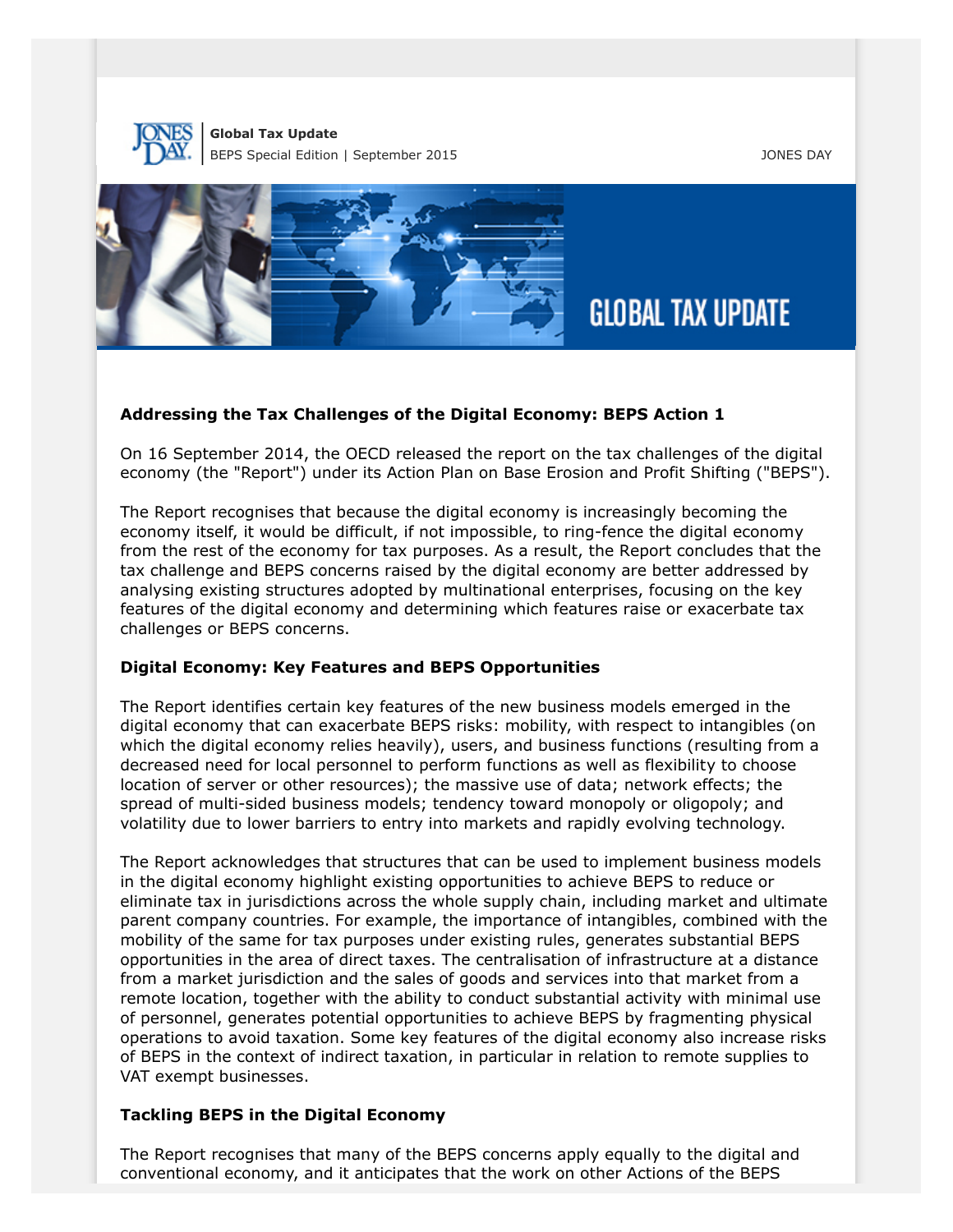**Global Tax Update**
BEPS Special Edition | September 2015

JONES DAY

GLOBAL TAX UPDATE

**Addressing the Tax Challenges of the Digital Economy: BEPS Action 1**

On 16 September 2014, the OECD released the report on the tax challenges of the digital economy (the "Report") under its Action Plan on Base Erosion and Profit Shifting ("BEPS").

The Report recognises that because the digital economy is increasingly becoming the economy itself, it would be difficult, if not impossible, to ring-fence the digital economy from the rest of the economy for tax purposes. As a result, the Report concludes that the tax challenge and BEPS concerns raised by the digital economy are better addressed by analysing existing structures adopted by multinational enterprises, focusing on the key features of the digital economy and determining which features raise or exacerbate tax challenges or BEPS concerns.

**Digital Economy: Key Features and BEPS Opportunities**

The Report identifies certain key features of the new business models emerged in the digital economy that can exacerbate BEPS risks: mobility, with respect to intangibles (on which the digital economy relies heavily), users, and business functions (resulting from a decreased need for local personnel to perform functions as well as flexibility to choose location of server or other resources); the massive use of data; network effects; the spread of multi-sided business models; tendency toward monopoly or oligopoly; and volatility due to lower barriers to entry into markets and rapidly evolving technology.

The Report acknowledges that structures that can be used to implement business models in the digital economy highlight existing opportunities to achieve BEPS to reduce or eliminate tax in jurisdictions across the whole supply chain, including market and ultimate parent company countries. For example, the importance of intangibles, combined with the mobility of the same for tax purposes under existing rules, generates substantial BEPS opportunities in the area of direct taxes. The centralisation of infrastructure at a distance from a market jurisdiction and the sales of goods and services into that market from a remote location, together with the ability to conduct substantial activity with minimal use of personnel, generates potential opportunities to achieve BEPS by fragmenting physical operations to avoid taxation. Some key features of the digital economy also increase risks of BEPS in the context of indirect taxation, in particular in relation to remote supplies to VAT exempt businesses.

**Tackling BEPS in the Digital Economy**

The Report recognises that many of the BEPS concerns apply equally to the digital and conventional economy, and it anticipates that the work on other Actions of the BEPS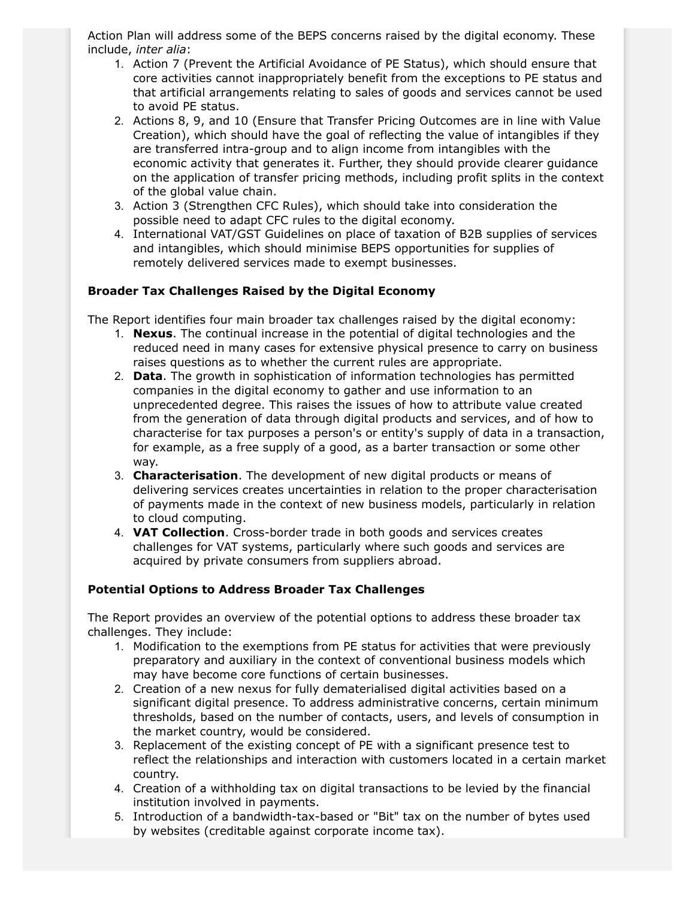Action Plan will address some of the BEPS concerns raised by the digital economy. These include, *inter alia*:

1. Action 7 (Prevent the Artificial Avoidance of PE Status), which should ensure that core activities cannot inappropriately benefit from the exceptions to PE status and that artificial arrangements relating to sales of goods and services cannot be used to avoid PE status.
2. Actions 8, 9, and 10 (Ensure that Transfer Pricing Outcomes are in line with Value Creation), which should have the goal of reflecting the value of intangibles if they are transferred intra-group and to align income from intangibles with the economic activity that generates it. Further, they should provide clearer guidance on the application of transfer pricing methods, including profit splits in the context of the global value chain.
3. Action 3 (Strengthen CFC Rules), which should take into consideration the possible need to adapt CFC rules to the digital economy.
4. International VAT/GST Guidelines on place of taxation of B2B supplies of services and intangibles, which should minimise BEPS opportunities for supplies of remotely delivered services made to exempt businesses.

**Broader Tax Challenges Raised by the Digital Economy**

The Report identifies four main broader tax challenges raised by the digital economy:

1. **Nexus**. The continual increase in the potential of digital technologies and the reduced need in many cases for extensive physical presence to carry on business raises questions as to whether the current rules are appropriate.
2. **Data**. The growth in sophistication of information technologies has permitted companies in the digital economy to gather and use information to an unprecedented degree. This raises the issues of how to attribute value created from the generation of data through digital products and services, and of how to characterise for tax purposes a person's or entity's supply of data in a transaction, for example, as a free supply of a good, as a barter transaction or some other way.
3. **Characterisation**. The development of new digital products or means of delivering services creates uncertainties in relation to the proper characterisation of payments made in the context of new business models, particularly in relation to cloud computing.
4. **VAT Collection**. Cross-border trade in both goods and services creates challenges for VAT systems, particularly where such goods and services are acquired by private consumers from suppliers abroad.

**Potential Options to Address Broader Tax Challenges**

The Report provides an overview of the potential options to address these broader tax challenges. They include:

1. Modification to the exemptions from PE status for activities that were previously preparatory and auxiliary in the context of conventional business models which may have become core functions of certain businesses.
2. Creation of a new nexus for fully dematerialised digital activities based on a significant digital presence. To address administrative concerns, certain minimum thresholds, based on the number of contacts, users, and levels of consumption in the market country, would be considered.
3. Replacement of the existing concept of PE with a significant presence test to reflect the relationships and interaction with customers located in a certain market country.
4. Creation of a withholding tax on digital transactions to be levied by the financial institution involved in payments.
5. Introduction of a bandwidth-tax-based or "Bit" tax on the number of bytes used by websites (creditable against corporate income tax).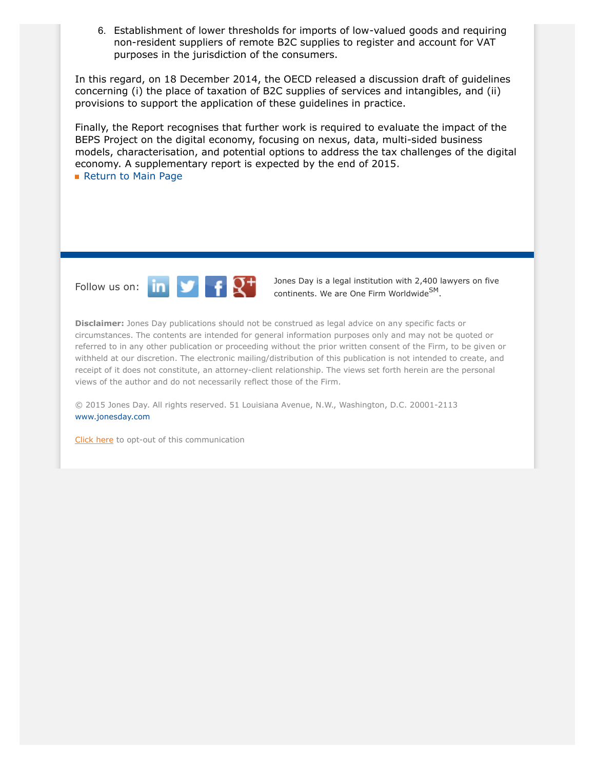6. Establishment of lower thresholds for imports of low-valued goods and requiring non-resident suppliers of remote B2C supplies to register and account for VAT purposes in the jurisdiction of the consumers.

In this regard, on 18 December 2014, the OECD released a discussion draft of guidelines concerning (i) the place of taxation of B2C supplies of services and intangibles, and (ii) provisions to support the application of these guidelines in practice.

Finally, the Report recognises that further work is required to evaluate the impact of the BEPS Project on the digital economy, focusing on nexus, data, multi-sided business models, characterisation, and potential options to address the tax challenges of the digital economy. A supplementary report is expected by the end of 2015.

- Return to Main Page

Follow us on:

Jones Day is a legal institution with 2,400 lawyers on five continents. We are One Firm Worldwide[SM].

**Disclaimer:** Jones Day publications should not be construed as legal advice on any specific facts or circumstances. The contents are intended for general information purposes only and may not be quoted or referred to in any other publication or proceeding without the prior written consent of the Firm, to be given or withheld at our discretion. The electronic mailing/distribution of this publication is not intended to create, and receipt of it does not constitute, an attorney-client relationship. The views set forth herein are the personal views of the author and do not necessarily reflect those of the Firm.

© 2015 Jones Day. All rights reserved. 51 Louisiana Avenue, N.W., Washington, D.C. 20001-2113
www.jonesday.com

Click here to opt-out of this communication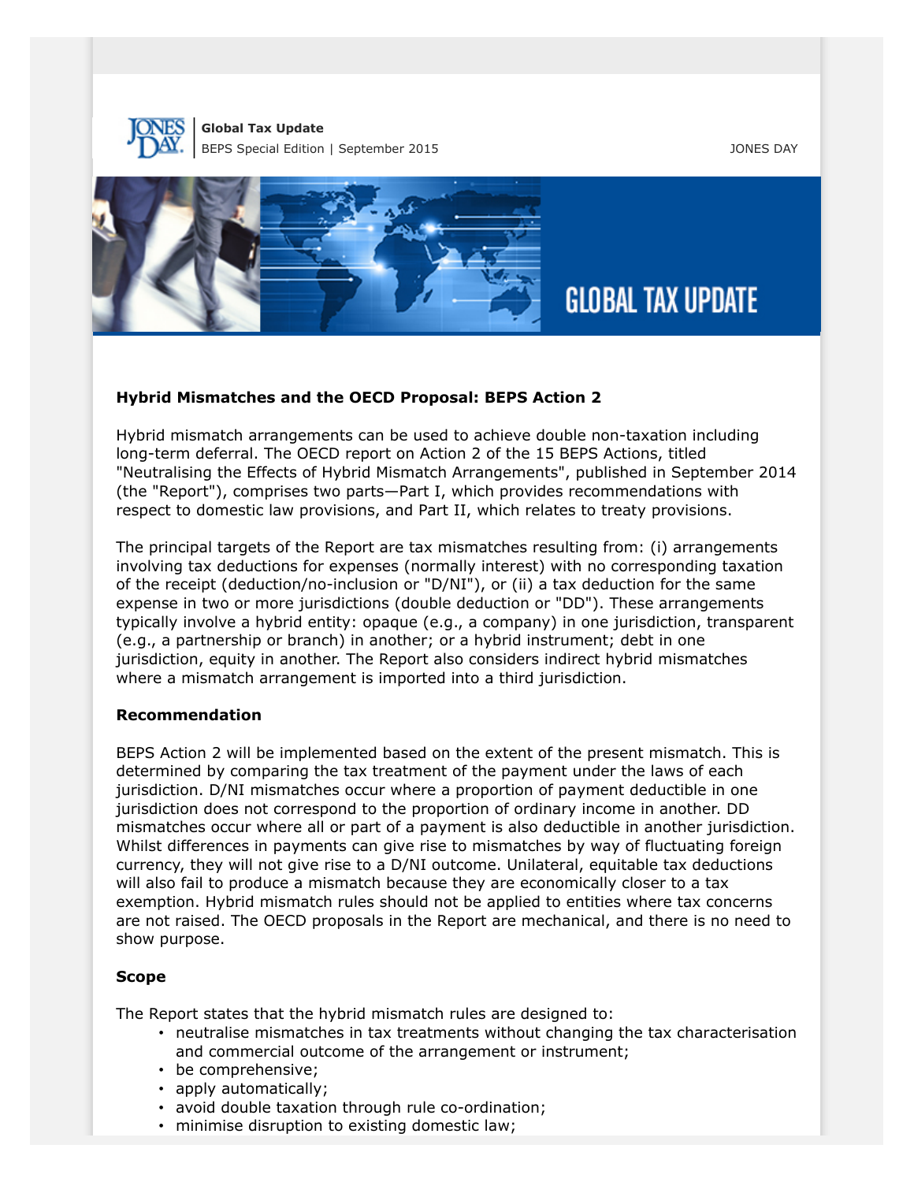**Global Tax Update**
BEPS Special Edition | September 2015

JONES DAY

GLOBAL TAX UPDATE

**Hybrid Mismatches and the OECD Proposal: BEPS Action 2**

Hybrid mismatch arrangements can be used to achieve double non-taxation including long-term deferral. The OECD report on Action 2 of the 15 BEPS Actions, titled "Neutralising the Effects of Hybrid Mismatch Arrangements", published in September 2014 (the "Report"), comprises two parts—Part I, which provides recommendations with respect to domestic law provisions, and Part II, which relates to treaty provisions.

The principal targets of the Report are tax mismatches resulting from: (i) arrangements involving tax deductions for expenses (normally interest) with no corresponding taxation of the receipt (deduction/no-inclusion or "D/NI"), or (ii) a tax deduction for the same expense in two or more jurisdictions (double deduction or "DD"). These arrangements typically involve a hybrid entity: opaque (e.g., a company) in one jurisdiction, transparent (e.g., a partnership or branch) in another; or a hybrid instrument; debt in one jurisdiction, equity in another. The Report also considers indirect hybrid mismatches where a mismatch arrangement is imported into a third jurisdiction.

**Recommendation**

BEPS Action 2 will be implemented based on the extent of the present mismatch. This is determined by comparing the tax treatment of the payment under the laws of each jurisdiction. D/NI mismatches occur where a proportion of payment deductible in one jurisdiction does not correspond to the proportion of ordinary income in another. DD mismatches occur where all or part of a payment is also deductible in another jurisdiction. Whilst differences in payments can give rise to mismatches by way of fluctuating foreign currency, they will not give rise to a D/NI outcome. Unilateral, equitable tax deductions will also fail to produce a mismatch because they are economically closer to a tax exemption. Hybrid mismatch rules should not be applied to entities where tax concerns are not raised. The OECD proposals in the Report are mechanical, and there is no need to show purpose.

**Scope**

The Report states that the hybrid mismatch rules are designed to:

- neutralise mismatches in tax treatments without changing the tax characterisation and commercial outcome of the arrangement or instrument;
- be comprehensive;
- apply automatically;
- avoid double taxation through rule co-ordination;
- minimise disruption to existing domestic law;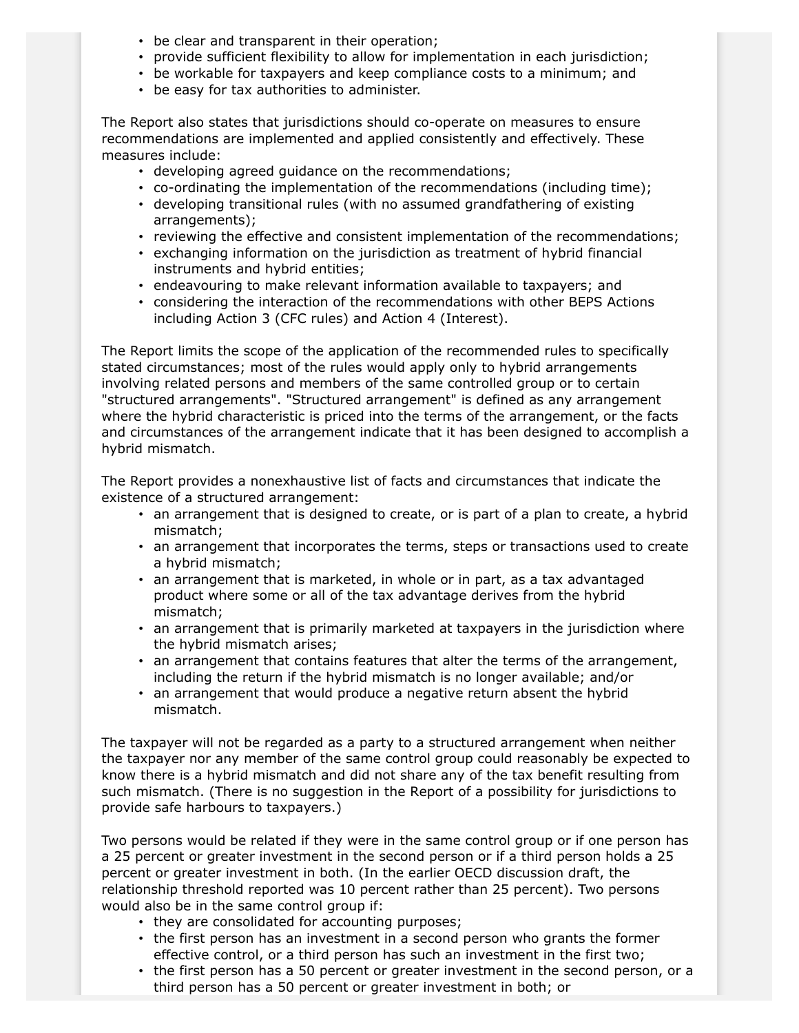- be clear and transparent in their operation;
- provide sufficient flexibility to allow for implementation in each jurisdiction;
- be workable for taxpayers and keep compliance costs to a minimum; and
- be easy for tax authorities to administer.

The Report also states that jurisdictions should co-operate on measures to ensure recommendations are implemented and applied consistently and effectively. These measures include:

- developing agreed guidance on the recommendations;
- co-ordinating the implementation of the recommendations (including time);
- developing transitional rules (with no assumed grandfathering of existing arrangements);
- reviewing the effective and consistent implementation of the recommendations;
- exchanging information on the jurisdiction as treatment of hybrid financial instruments and hybrid entities;
- endeavouring to make relevant information available to taxpayers; and
- considering the interaction of the recommendations with other BEPS Actions including Action 3 (CFC rules) and Action 4 (Interest).

The Report limits the scope of the application of the recommended rules to specifically stated circumstances; most of the rules would apply only to hybrid arrangements involving related persons and members of the same controlled group or to certain "structured arrangements". "Structured arrangement" is defined as any arrangement where the hybrid characteristic is priced into the terms of the arrangement, or the facts and circumstances of the arrangement indicate that it has been designed to accomplish a hybrid mismatch.

The Report provides a nonexhaustive list of facts and circumstances that indicate the existence of a structured arrangement:

- an arrangement that is designed to create, or is part of a plan to create, a hybrid mismatch;
- an arrangement that incorporates the terms, steps or transactions used to create a hybrid mismatch;
- an arrangement that is marketed, in whole or in part, as a tax advantaged product where some or all of the tax advantage derives from the hybrid mismatch;
- an arrangement that is primarily marketed at taxpayers in the jurisdiction where the hybrid mismatch arises;
- an arrangement that contains features that alter the terms of the arrangement, including the return if the hybrid mismatch is no longer available; and/or
- an arrangement that would produce a negative return absent the hybrid mismatch.

The taxpayer will not be regarded as a party to a structured arrangement when neither the taxpayer nor any member of the same control group could reasonably be expected to know there is a hybrid mismatch and did not share any of the tax benefit resulting from such mismatch. (There is no suggestion in the Report of a possibility for jurisdictions to provide safe harbours to taxpayers.)

Two persons would be related if they were in the same control group or if one person has a 25 percent or greater investment in the second person or if a third person holds a 25 percent or greater investment in both. (In the earlier OECD discussion draft, the relationship threshold reported was 10 percent rather than 25 percent). Two persons would also be in the same control group if:

- they are consolidated for accounting purposes;
- the first person has an investment in a second person who grants the former effective control, or a third person has such an investment in the first two;
- the first person has a 50 percent or greater investment in the second person, or a third person has a 50 percent or greater investment in both; or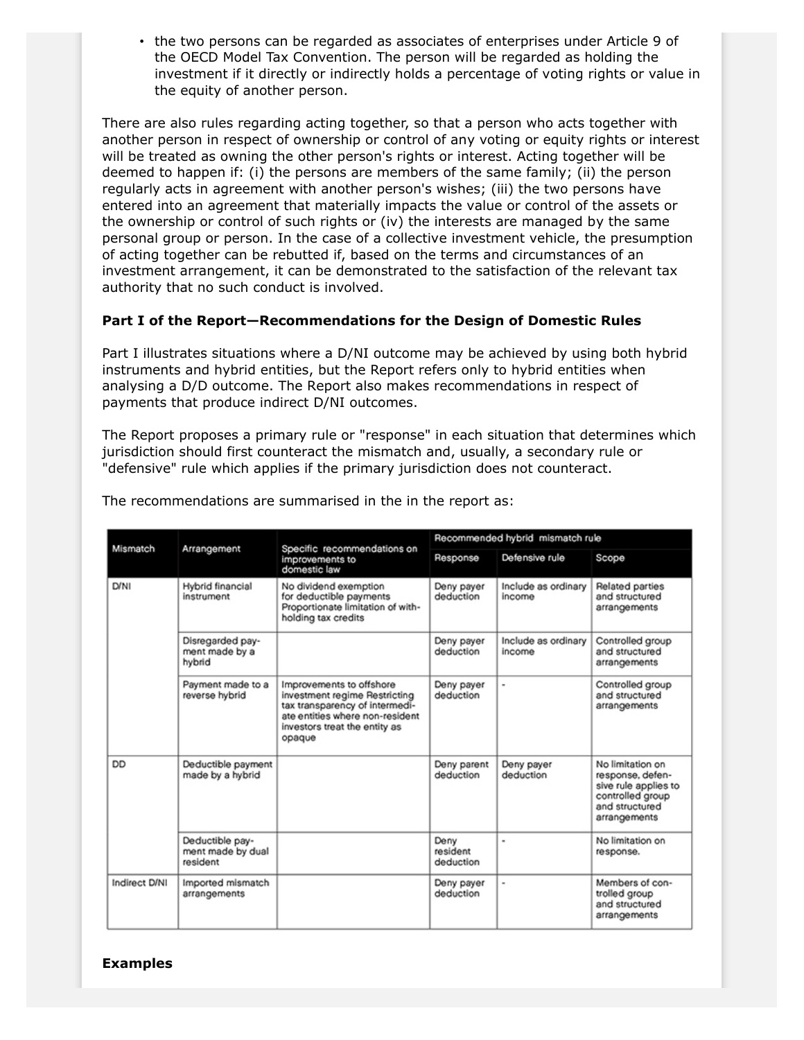- the two persons can be regarded as associates of enterprises under Article 9 of the OECD Model Tax Convention. The person will be regarded as holding the investment if it directly or indirectly holds a percentage of voting rights or value in the equity of another person.

There are also rules regarding acting together, so that a person who acts together with another person in respect of ownership or control of any voting or equity rights or interest will be treated as owning the other person's rights or interest. Acting together will be deemed to happen if: (i) the persons are members of the same family; (ii) the person regularly acts in agreement with another person's wishes; (iii) the two persons have entered into an agreement that materially impacts the value or control of the assets or the ownership or control of such rights or (iv) the interests are managed by the same personal group or person. In the case of a collective investment vehicle, the presumption of acting together can be rebutted if, based on the terms and circumstances of an investment arrangement, it can be demonstrated to the satisfaction of the relevant tax authority that no such conduct is involved.

**Part I of the Report—Recommendations for the Design of Domestic Rules**

Part I illustrates situations where a D/NI outcome may be achieved by using both hybrid instruments and hybrid entities, but the Report refers only to hybrid entities when analysing a D/D outcome. The Report also makes recommendations in respect of payments that produce indirect D/NI outcomes.

The Report proposes a primary rule or "response" in each situation that determines which jurisdiction should first counteract the mismatch and, usually, a secondary rule or "defensive" rule which applies if the primary jurisdiction does not counteract.

The recommendations are summarised in the in the report as:

| Mismatch | Arrangement | Specific recommendations on improvements to domestic law | Recommended hybrid mismatch rule | | |
|---|---|---|---|---|---|
| | | | Response | Defensive rule | Scope |
| D/NI | Hybrid financial instrument | No dividend exemption for deductible payments Proportionate limitation of withholding tax credits | Deny payer deduction | Include as ordinary income | Related parties and structured arrangements |
| | Disregarded payment made by a hybrid | | Deny payer deduction | Include as ordinary income | Controlled group and structured arrangements |
| | Payment made to a reverse hybrid | Improvements to offshore investment regime Restricting tax transparency of intermediate entities where non-resident investors treat the entity as opaque | Deny payer deduction | - | Controlled group and structured arrangements |
| DD | Deductible payment made by a hybrid | | Deny parent deduction | Deny payer deduction | No limitation on response, defensive rule applies to controlled group and structured arrangements |
| | Deductible payment made by dual resident | | Deny resident deduction | - | No limitation on response. |
| Indirect D/NI | Imported mismatch arrangements | | Deny payer deduction | - | Members of controlled group and structured arrangements |

**Examples**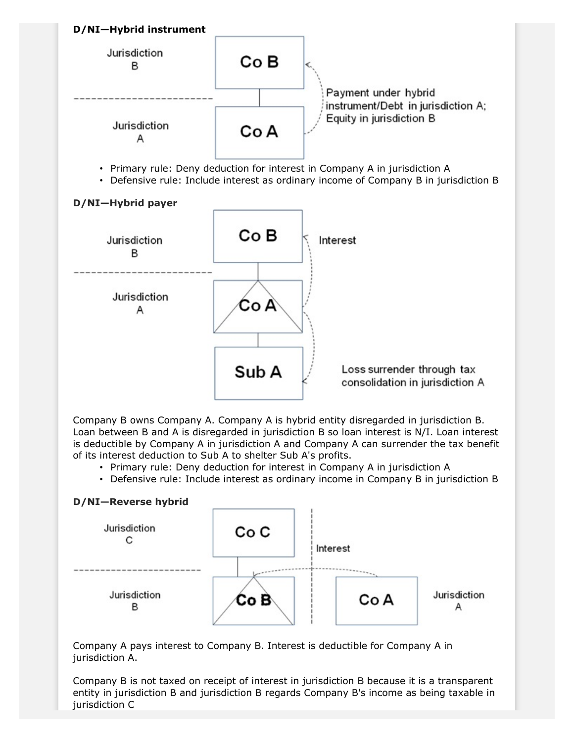**D/NI—Hybrid instrument**

- Primary rule: Deny deduction for interest in Company A in jurisdiction A
- Defensive rule: Include interest as ordinary income of Company B in jurisdiction B

**D/NI—Hybrid payer**

Company B owns Company A. Company A is hybrid entity disregarded in jurisdiction B. Loan between B and A is disregarded in jurisdiction B so loan interest is N/I. Loan interest is deductible by Company A in jurisdiction A and Company A can surrender the tax benefit of its interest deduction to Sub A to shelter Sub A's profits.

- Primary rule: Deny deduction for interest in Company A in jurisdiction A
- Defensive rule: Include interest as ordinary income in Company B in jurisdiction B

**D/NI—Reverse hybrid**

Company A pays interest to Company B. Interest is deductible for Company A in jurisdiction A.

Company B is not taxed on receipt of interest in jurisdiction B because it is a transparent entity in jurisdiction B and jurisdiction B regards Company B's income as being taxable in jurisdiction C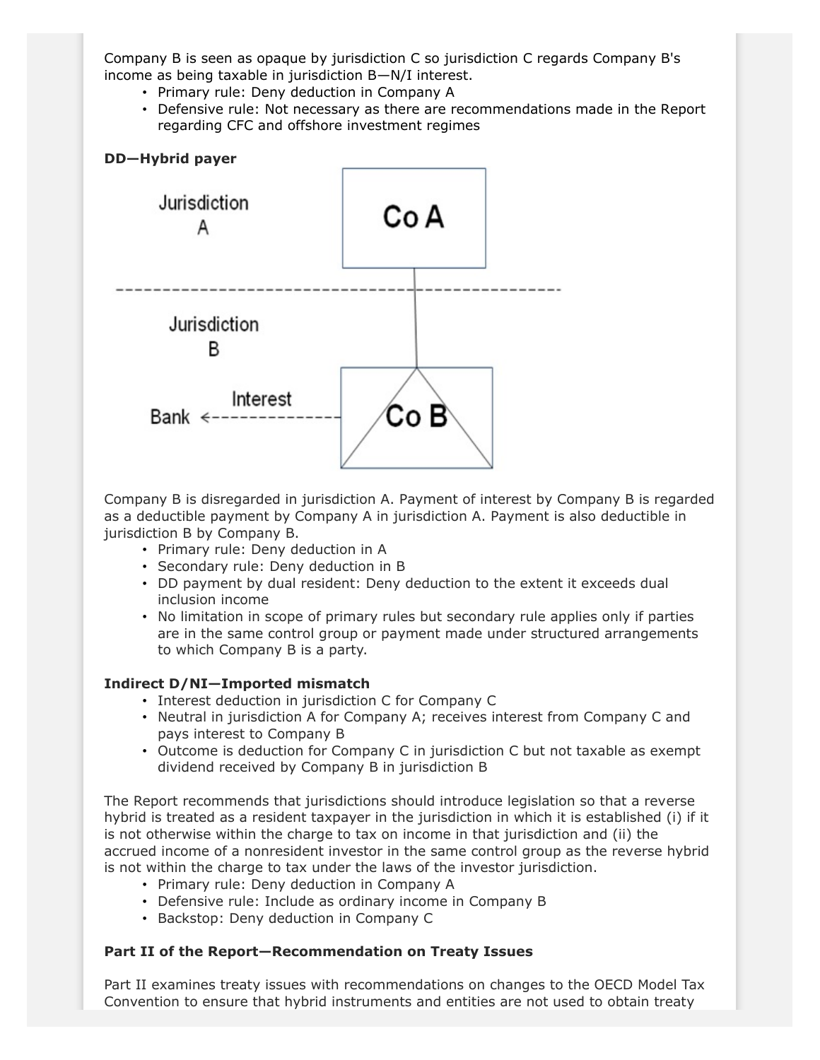Company B is seen as opaque by jurisdiction C so jurisdiction C regards Company B's income as being taxable in jurisdiction B—N/I interest.

- Primary rule: Deny deduction in Company A
- Defensive rule: Not necessary as there are recommendations made in the Report regarding CFC and offshore investment regimes

**DD—Hybrid payer**

Company B is disregarded in jurisdiction A. Payment of interest by Company B is regarded as a deductible payment by Company A in jurisdiction A. Payment is also deductible in jurisdiction B by Company B.

- Primary rule: Deny deduction in A
- Secondary rule: Deny deduction in B
- DD payment by dual resident: Deny deduction to the extent it exceeds dual inclusion income
- No limitation in scope of primary rules but secondary rule applies only if parties are in the same control group or payment made under structured arrangements to which Company B is a party.

**Indirect D/NI—Imported mismatch**

- Interest deduction in jurisdiction C for Company C
- Neutral in jurisdiction A for Company A; receives interest from Company C and pays interest to Company B
- Outcome is deduction for Company C in jurisdiction C but not taxable as exempt dividend received by Company B in jurisdiction B

The Report recommends that jurisdictions should introduce legislation so that a reverse hybrid is treated as a resident taxpayer in the jurisdiction in which it is established (i) if it is not otherwise within the charge to tax on income in that jurisdiction and (ii) the accrued income of a nonresident investor in the same control group as the reverse hybrid is not within the charge to tax under the laws of the investor jurisdiction.

- Primary rule: Deny deduction in Company A
- Defensive rule: Include as ordinary income in Company B
- Backstop: Deny deduction in Company C

**Part II of the Report—Recommendation on Treaty Issues**

Part II examines treaty issues with recommendations on changes to the OECD Model Tax Convention to ensure that hybrid instruments and entities are not used to obtain treaty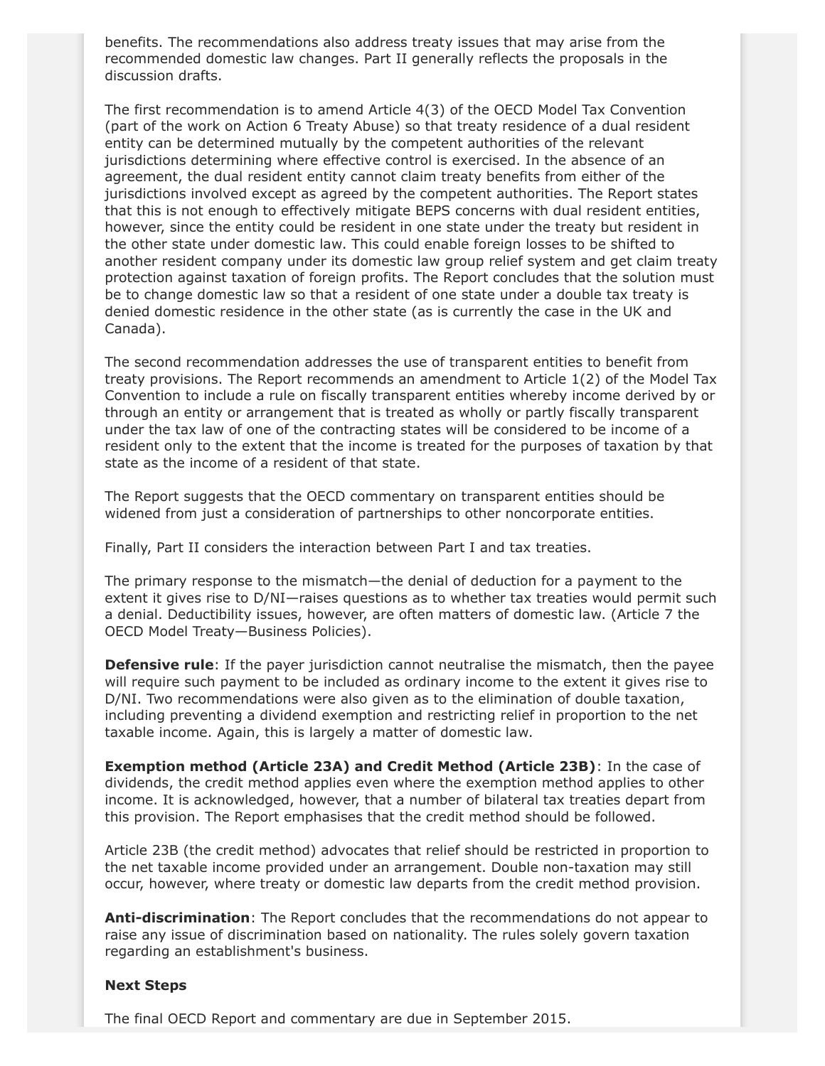benefits. The recommendations also address treaty issues that may arise from the recommended domestic law changes. Part II generally reflects the proposals in the discussion drafts.

The first recommendation is to amend Article 4(3) of the OECD Model Tax Convention (part of the work on Action 6 Treaty Abuse) so that treaty residence of a dual resident entity can be determined mutually by the competent authorities of the relevant jurisdictions determining where effective control is exercised. In the absence of an agreement, the dual resident entity cannot claim treaty benefits from either of the jurisdictions involved except as agreed by the competent authorities. The Report states that this is not enough to effectively mitigate BEPS concerns with dual resident entities, however, since the entity could be resident in one state under the treaty but resident in the other state under domestic law. This could enable foreign losses to be shifted to another resident company under its domestic law group relief system and get claim treaty protection against taxation of foreign profits. The Report concludes that the solution must be to change domestic law so that a resident of one state under a double tax treaty is denied domestic residence in the other state (as is currently the case in the UK and Canada).

The second recommendation addresses the use of transparent entities to benefit from treaty provisions. The Report recommends an amendment to Article 1(2) of the Model Tax Convention to include a rule on fiscally transparent entities whereby income derived by or through an entity or arrangement that is treated as wholly or partly fiscally transparent under the tax law of one of the contracting states will be considered to be income of a resident only to the extent that the income is treated for the purposes of taxation by that state as the income of a resident of that state.

The Report suggests that the OECD commentary on transparent entities should be widened from just a consideration of partnerships to other noncorporate entities.

Finally, Part II considers the interaction between Part I and tax treaties.

The primary response to the mismatch—the denial of deduction for a payment to the extent it gives rise to D/NI—raises questions as to whether tax treaties would permit such a denial. Deductibility issues, however, are often matters of domestic law. (Article 7 the OECD Model Treaty—Business Policies).

**Defensive rule**: If the payer jurisdiction cannot neutralise the mismatch, then the payee will require such payment to be included as ordinary income to the extent it gives rise to D/NI. Two recommendations were also given as to the elimination of double taxation, including preventing a dividend exemption and restricting relief in proportion to the net taxable income. Again, this is largely a matter of domestic law.

**Exemption method (Article 23A) and Credit Method (Article 23B)**: In the case of dividends, the credit method applies even where the exemption method applies to other income. It is acknowledged, however, that a number of bilateral tax treaties depart from this provision. The Report emphasises that the credit method should be followed.

Article 23B (the credit method) advocates that relief should be restricted in proportion to the net taxable income provided under an arrangement. Double non-taxation may still occur, however, where treaty or domestic law departs from the credit method provision.

**Anti-discrimination**: The Report concludes that the recommendations do not appear to raise any issue of discrimination based on nationality. The rules solely govern taxation regarding an establishment's business.

**Next Steps**

The final OECD Report and commentary are due in September 2015.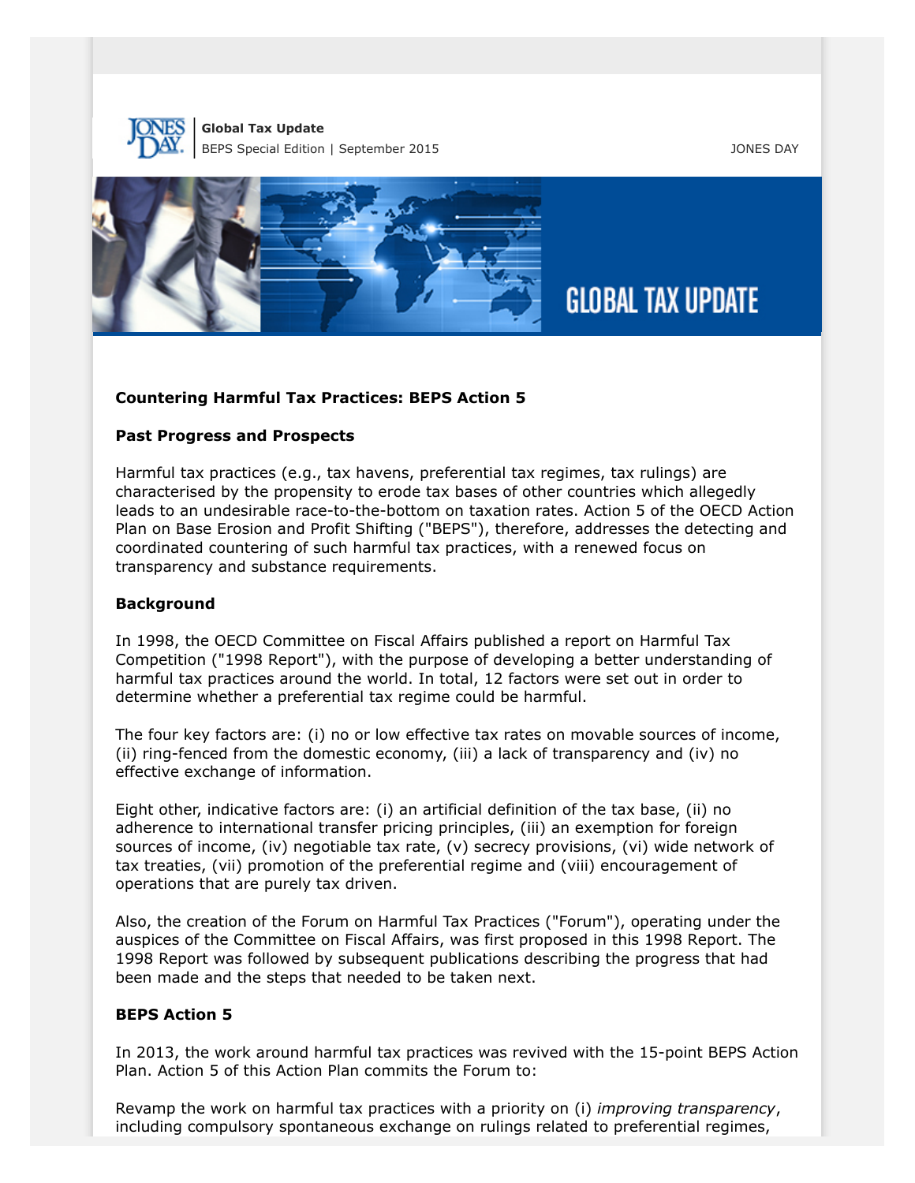**Global Tax Update**
BEPS Special Edition | September 2015

JONES DAY

**Countering Harmful Tax Practices: BEPS Action 5**

**Past Progress and Prospects**

Harmful tax practices (e.g., tax havens, preferential tax regimes, tax rulings) are characterised by the propensity to erode tax bases of other countries which allegedly leads to an undesirable race-to-the-bottom on taxation rates. Action 5 of the OECD Action Plan on Base Erosion and Profit Shifting ("BEPS"), therefore, addresses the detecting and coordinated countering of such harmful tax practices, with a renewed focus on transparency and substance requirements.

**Background**

In 1998, the OECD Committee on Fiscal Affairs published a report on Harmful Tax Competition ("1998 Report"), with the purpose of developing a better understanding of harmful tax practices around the world. In total, 12 factors were set out in order to determine whether a preferential tax regime could be harmful.

The four key factors are: (i) no or low effective tax rates on movable sources of income, (ii) ring-fenced from the domestic economy, (iii) a lack of transparency and (iv) no effective exchange of information.

Eight other, indicative factors are: (i) an artificial definition of the tax base, (ii) no adherence to international transfer pricing principles, (iii) an exemption for foreign sources of income, (iv) negotiable tax rate, (v) secrecy provisions, (vi) wide network of tax treaties, (vii) promotion of the preferential regime and (viii) encouragement of operations that are purely tax driven.

Also, the creation of the Forum on Harmful Tax Practices ("Forum"), operating under the auspices of the Committee on Fiscal Affairs, was first proposed in this 1998 Report. The 1998 Report was followed by subsequent publications describing the progress that had been made and the steps that needed to be taken next.

**BEPS Action 5**

In 2013, the work around harmful tax practices was revived with the 15-point BEPS Action Plan. Action 5 of this Action Plan commits the Forum to:

Revamp the work on harmful tax practices with a priority on (i) *improving transparency*, including compulsory spontaneous exchange on rulings related to preferential regimes,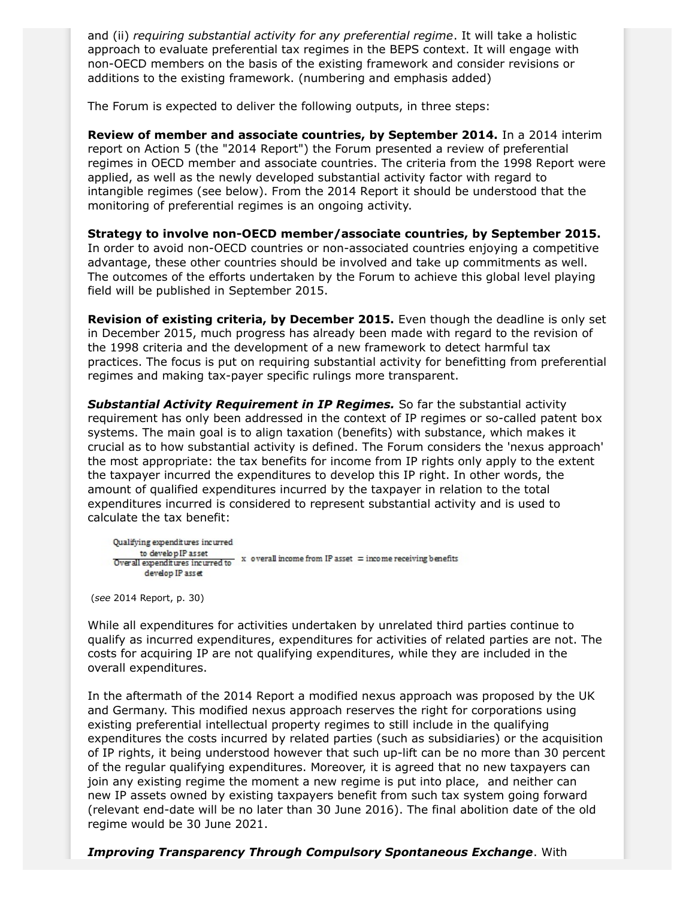and (ii) *requiring substantial activity for any preferential regime*. It will take a holistic approach to evaluate preferential tax regimes in the BEPS context. It will engage with non-OECD members on the basis of the existing framework and consider revisions or additions to the existing framework. (numbering and emphasis added)

The Forum is expected to deliver the following outputs, in three steps:

**Review of member and associate countries, by September 2014.** In a 2014 interim report on Action 5 (the "2014 Report") the Forum presented a review of preferential regimes in OECD member and associate countries. The criteria from the 1998 Report were applied, as well as the newly developed substantial activity factor with regard to intangible regimes (see below). From the 2014 Report it should be understood that the monitoring of preferential regimes is an ongoing activity.

**Strategy to involve non-OECD member/associate countries, by September 2015.** In order to avoid non-OECD countries or non-associated countries enjoying a competitive advantage, these other countries should be involved and take up commitments as well. The outcomes of the efforts undertaken by the Forum to achieve this global level playing field will be published in September 2015.

**Revision of existing criteria, by December 2015.** Even though the deadline is only set in December 2015, much progress has already been made with regard to the revision of the 1998 criteria and the development of a new framework to detect harmful tax practices. The focus is put on requiring substantial activity for benefitting from preferential regimes and making tax-payer specific rulings more transparent.

***Substantial Activity Requirement in IP Regimes.*** So far the substantial activity requirement has only been addressed in the context of IP regimes or so-called patent box systems. The main goal is to align taxation (benefits) with substance, which makes it crucial as to how substantial activity is defined. The Forum considers the 'nexus approach' the most appropriate: the tax benefits for income from IP rights only apply to the extent the taxpayer incurred the expenditures to develop this IP right. In other words, the amount of qualified expenditures incurred by the taxpayer in relation to the total expenditures incurred is considered to represent substantial activity and is used to calculate the tax benefit:

$$\frac{\text{Qualifying expenditures incurred to develop IP asset}}{\text{Overall expenditures incurred to develop IP asset}} \times \text{overall income from IP asset} = \text{income receiving benefits}$$

(*see* 2014 Report, p. 30)

While all expenditures for activities undertaken by unrelated third parties continue to qualify as incurred expenditures, expenditures for activities of related parties are not. The costs for acquiring IP are not qualifying expenditures, while they are included in the overall expenditures.

In the aftermath of the 2014 Report a modified nexus approach was proposed by the UK and Germany. This modified nexus approach reserves the right for corporations using existing preferential intellectual property regimes to still include in the qualifying expenditures the costs incurred by related parties (such as subsidiaries) or the acquisition of IP rights, it being understood however that such up-lift can be no more than 30 percent of the regular qualifying expenditures. Moreover, it is agreed that no new taxpayers can join any existing regime the moment a new regime is put into place, and neither can new IP assets owned by existing taxpayers benefit from such tax system going forward (relevant end-date will be no later than 30 June 2016). The final abolition date of the old regime would be 30 June 2021.

***Improving Transparency Through Compulsory Spontaneous Exchange***. With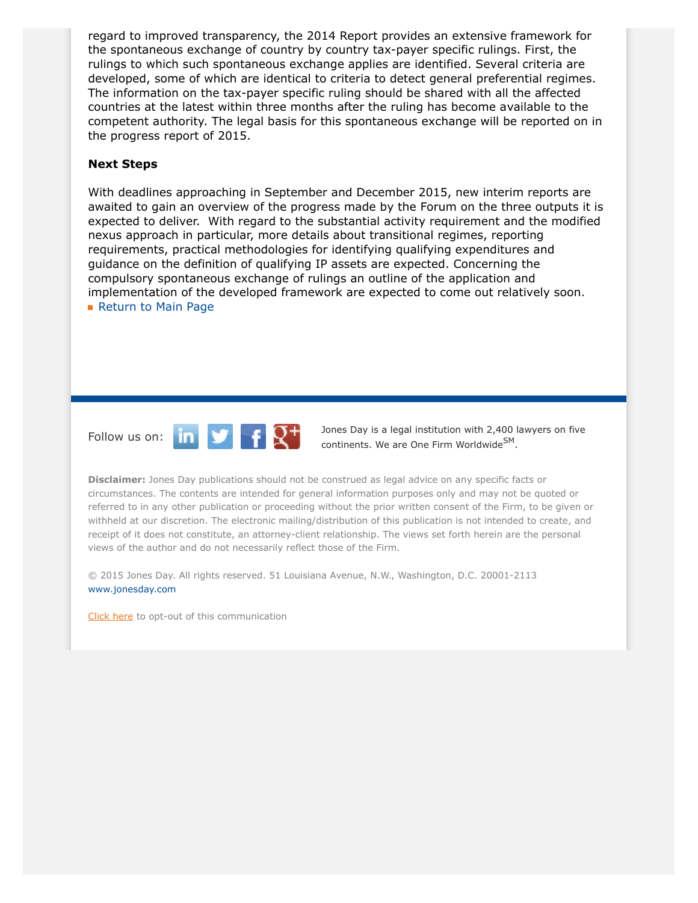regard to improved transparency, the 2014 Report provides an extensive framework for the spontaneous exchange of country by country tax-payer specific rulings. First, the rulings to which such spontaneous exchange applies are identified. Several criteria are developed, some of which are identical to criteria to detect general preferential regimes. The information on the tax-payer specific ruling should be shared with all the affected countries at the latest within three months after the ruling has become available to the competent authority. The legal basis for this spontaneous exchange will be reported on in the progress report of 2015.

**Next Steps**

With deadlines approaching in September and December 2015, new interim reports are awaited to gain an overview of the progress made by the Forum on the three outputs it is expected to deliver. With regard to the substantial activity requirement and the modified nexus approach in particular, more details about transitional regimes, reporting requirements, practical methodologies for identifying qualifying expenditures and guidance on the definition of qualifying IP assets are expected. Concerning the compulsory spontaneous exchange of rulings an outline of the application and implementation of the developed framework are expected to come out relatively soon.

- Return to Main Page

Follow us on:

Jones Day is a legal institution with 2,400 lawyers on five continents. We are One Firm Worldwide[SM].

**Disclaimer:** Jones Day publications should not be construed as legal advice on any specific facts or circumstances. The contents are intended for general information purposes only and may not be quoted or referred to in any other publication or proceeding without the prior written consent of the Firm, to be given or withheld at our discretion. The electronic mailing/distribution of this publication is not intended to create, and receipt of it does not constitute, an attorney-client relationship. The views set forth herein are the personal views of the author and do not necessarily reflect those of the Firm.

© 2015 Jones Day. All rights reserved. 51 Louisiana Avenue, N.W., Washington, D.C. 20001-2113
www.jonesday.com

Click here to opt-out of this communication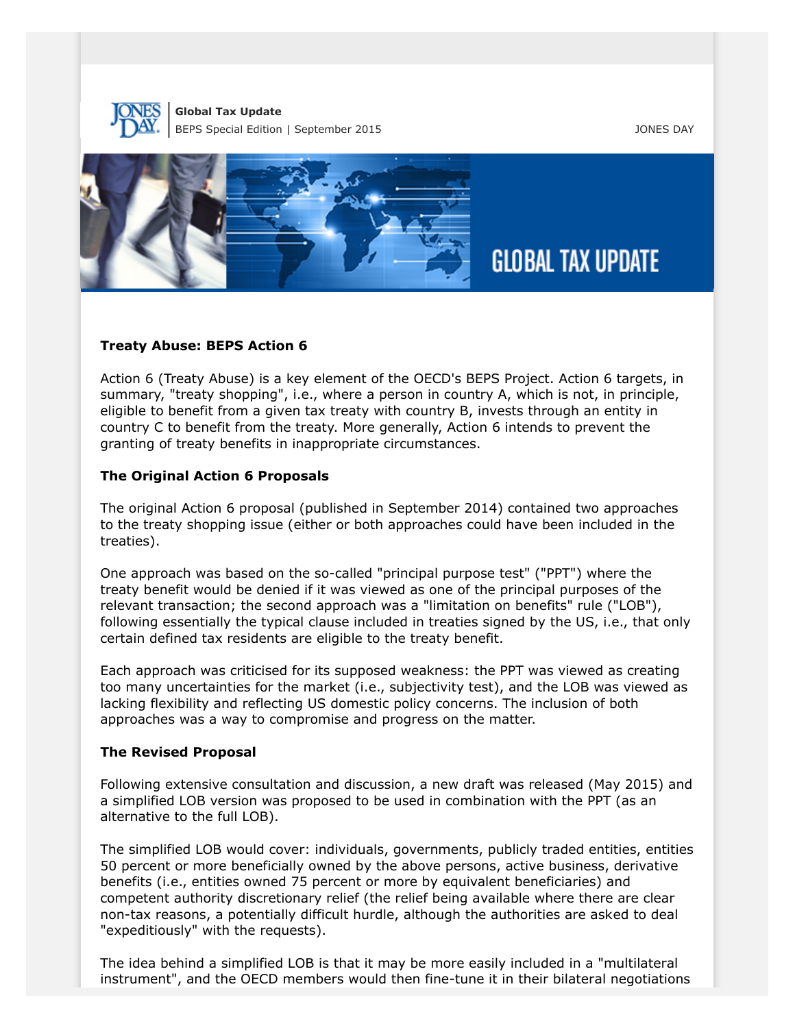**Treaty Abuse: BEPS Action 6**

Action 6 (Treaty Abuse) is a key element of the OECD's BEPS Project. Action 6 targets, in summary, "treaty shopping", i.e., where a person in country A, which is not, in principle, eligible to benefit from a given tax treaty with country B, invests through an entity in country C to benefit from the treaty. More generally, Action 6 intends to prevent the granting of treaty benefits in inappropriate circumstances.

**The Original Action 6 Proposals**

The original Action 6 proposal (published in September 2014) contained two approaches to the treaty shopping issue (either or both approaches could have been included in the treaties).

One approach was based on the so-called "principal purpose test" ("PPT") where the treaty benefit would be denied if it was viewed as one of the principal purposes of the relevant transaction; the second approach was a "limitation on benefits" rule ("LOB"), following essentially the typical clause included in treaties signed by the US, i.e., that only certain defined tax residents are eligible to the treaty benefit.

Each approach was criticised for its supposed weakness: the PPT was viewed as creating too many uncertainties for the market (i.e., subjectivity test), and the LOB was viewed as lacking flexibility and reflecting US domestic policy concerns. The inclusion of both approaches was a way to compromise and progress on the matter.

**The Revised Proposal**

Following extensive consultation and discussion, a new draft was released (May 2015) and a simplified LOB version was proposed to be used in combination with the PPT (as an alternative to the full LOB).

The simplified LOB would cover: individuals, governments, publicly traded entities, entities 50 percent or more beneficially owned by the above persons, active business, derivative benefits (i.e., entities owned 75 percent or more by equivalent beneficiaries) and competent authority discretionary relief (the relief being available where there are clear non-tax reasons, a potentially difficult hurdle, although the authorities are asked to deal "expeditiously" with the requests).

The idea behind a simplified LOB is that it may be more easily included in a "multilateral instrument", and the OECD members would then fine-tune it in their bilateral negotiations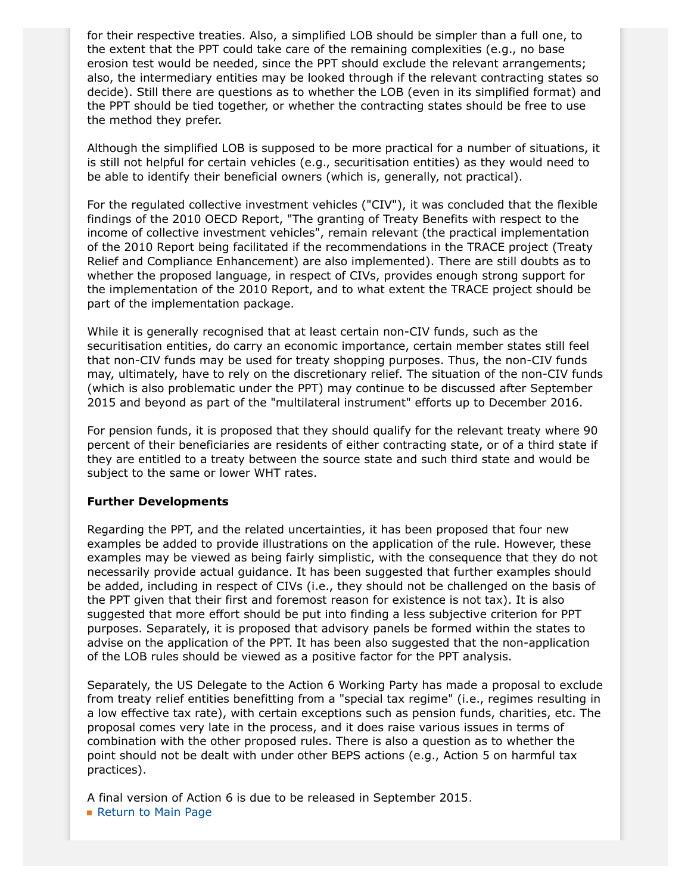for their respective treaties. Also, a simplified LOB should be simpler than a full one, to the extent that the PPT could take care of the remaining complexities (e.g., no base erosion test would be needed, since the PPT should exclude the relevant arrangements; also, the intermediary entities may be looked through if the relevant contracting states so decide). Still there are questions as to whether the LOB (even in its simplified format) and the PPT should be tied together, or whether the contracting states should be free to use the method they prefer.

Although the simplified LOB is supposed to be more practical for a number of situations, it is still not helpful for certain vehicles (e.g., securitisation entities) as they would need to be able to identify their beneficial owners (which is, generally, not practical).

For the regulated collective investment vehicles ("CIV"), it was concluded that the flexible findings of the 2010 OECD Report, "The granting of Treaty Benefits with respect to the income of collective investment vehicles", remain relevant (the practical implementation of the 2010 Report being facilitated if the recommendations in the TRACE project (Treaty Relief and Compliance Enhancement) are also implemented). There are still doubts as to whether the proposed language, in respect of CIVs, provides enough strong support for the implementation of the 2010 Report, and to what extent the TRACE project should be part of the implementation package.

While it is generally recognised that at least certain non-CIV funds, such as the securitisation entities, do carry an economic importance, certain member states still feel that non-CIV funds may be used for treaty shopping purposes. Thus, the non-CIV funds may, ultimately, have to rely on the discretionary relief. The situation of the non-CIV funds (which is also problematic under the PPT) may continue to be discussed after September 2015 and beyond as part of the "multilateral instrument" efforts up to December 2016.

For pension funds, it is proposed that they should qualify for the relevant treaty where 90 percent of their beneficiaries are residents of either contracting state, or of a third state if they are entitled to a treaty between the source state and such third state and would be subject to the same or lower WHT rates.

**Further Developments**

Regarding the PPT, and the related uncertainties, it has been proposed that four new examples be added to provide illustrations on the application of the rule. However, these examples may be viewed as being fairly simplistic, with the consequence that they do not necessarily provide actual guidance. It has been suggested that further examples should be added, including in respect of CIVs (i.e., they should not be challenged on the basis of the PPT given that their first and foremost reason for existence is not tax). It is also suggested that more effort should be put into finding a less subjective criterion for PPT purposes. Separately, it is proposed that advisory panels be formed within the states to advise on the application of the PPT. It has been also suggested that the non-application of the LOB rules should be viewed as a positive factor for the PPT analysis.

Separately, the US Delegate to the Action 6 Working Party has made a proposal to exclude from treaty relief entities benefitting from a "special tax regime" (i.e., regimes resulting in a low effective tax rate), with certain exceptions such as pension funds, charities, etc. The proposal comes very late in the process, and it does raise various issues in terms of combination with the other proposed rules. There is also a question as to whether the point should not be dealt with under other BEPS actions (e.g., Action 5 on harmful tax practices).

A final version of Action 6 is due to be released in September 2015.

- Return to Main Page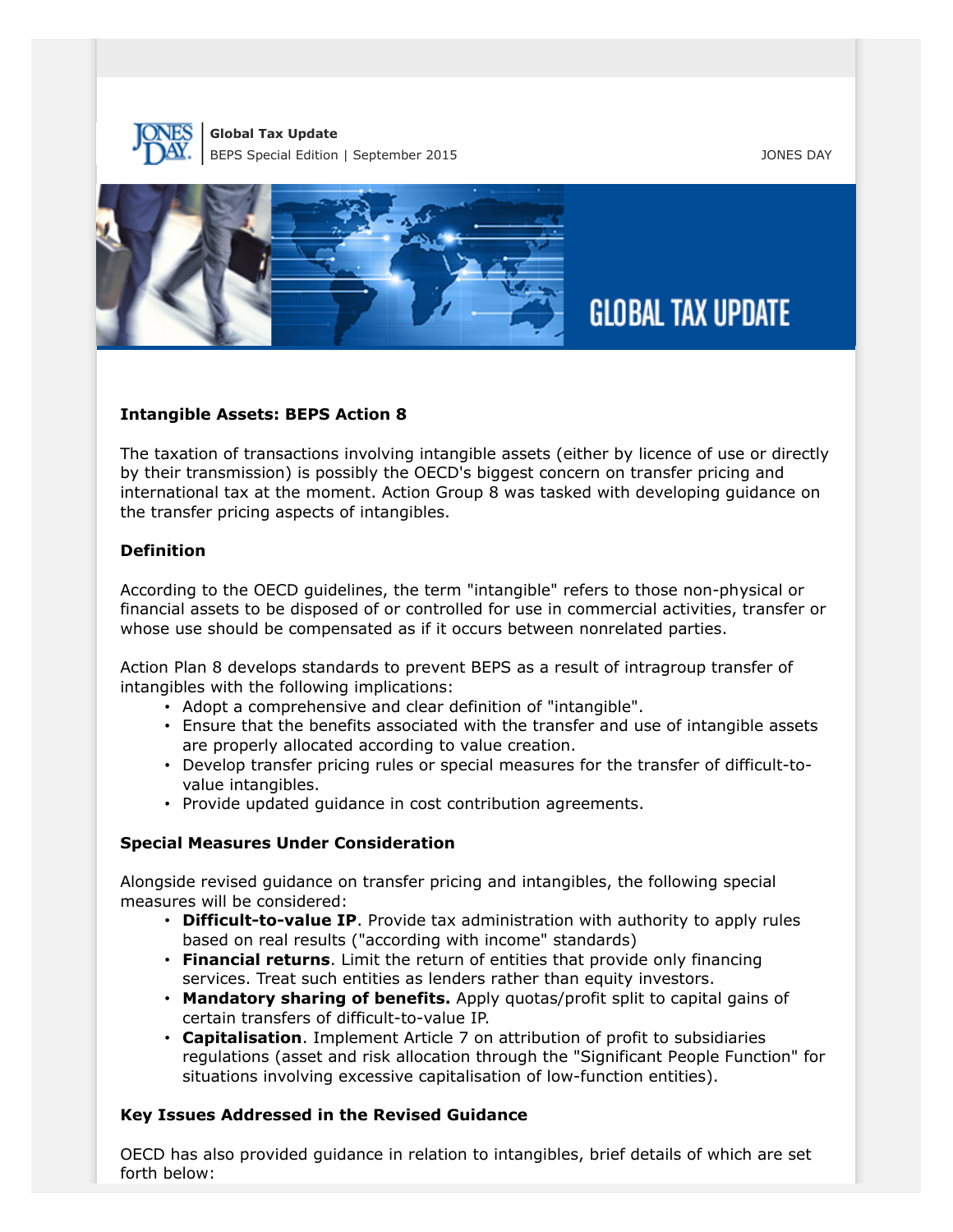## Intangible Assets: BEPS Action 8

The taxation of transactions involving intangible assets (either by licence of use or directly by their transmission) is possibly the OECD's biggest concern on transfer pricing and international tax at the moment. Action Group 8 was tasked with developing guidance on the transfer pricing aspects of intangibles.

### Definition

According to the OECD guidelines, the term "intangible" refers to those non-physical or financial assets to be disposed of or controlled for use in commercial activities, transfer or whose use should be compensated as if it occurs between nonrelated parties.

Action Plan 8 develops standards to prevent BEPS as a result of intragroup transfer of intangibles with the following implications:

- Adopt a comprehensive and clear definition of "intangible".
- Ensure that the benefits associated with the transfer and use of intangible assets are properly allocated according to value creation.
- Develop transfer pricing rules or special measures for the transfer of difficult-to-value intangibles.
- Provide updated guidance in cost contribution agreements.

### Special Measures Under Consideration

Alongside revised guidance on transfer pricing and intangibles, the following special measures will be considered:

- **Difficult-to-value IP**. Provide tax administration with authority to apply rules based on real results ("according with income" standards)
- **Financial returns**. Limit the return of entities that provide only financing services. Treat such entities as lenders rather than equity investors.
- **Mandatory sharing of benefits.** Apply quotas/profit split to capital gains of certain transfers of difficult-to-value IP.
- **Capitalisation**. Implement Article 7 on attribution of profit to subsidiaries regulations (asset and risk allocation through the "Significant People Function" for situations involving excessive capitalisation of low-function entities).

### Key Issues Addressed in the Revised Guidance

OECD has also provided guidance in relation to intangibles, brief details of which are set forth below: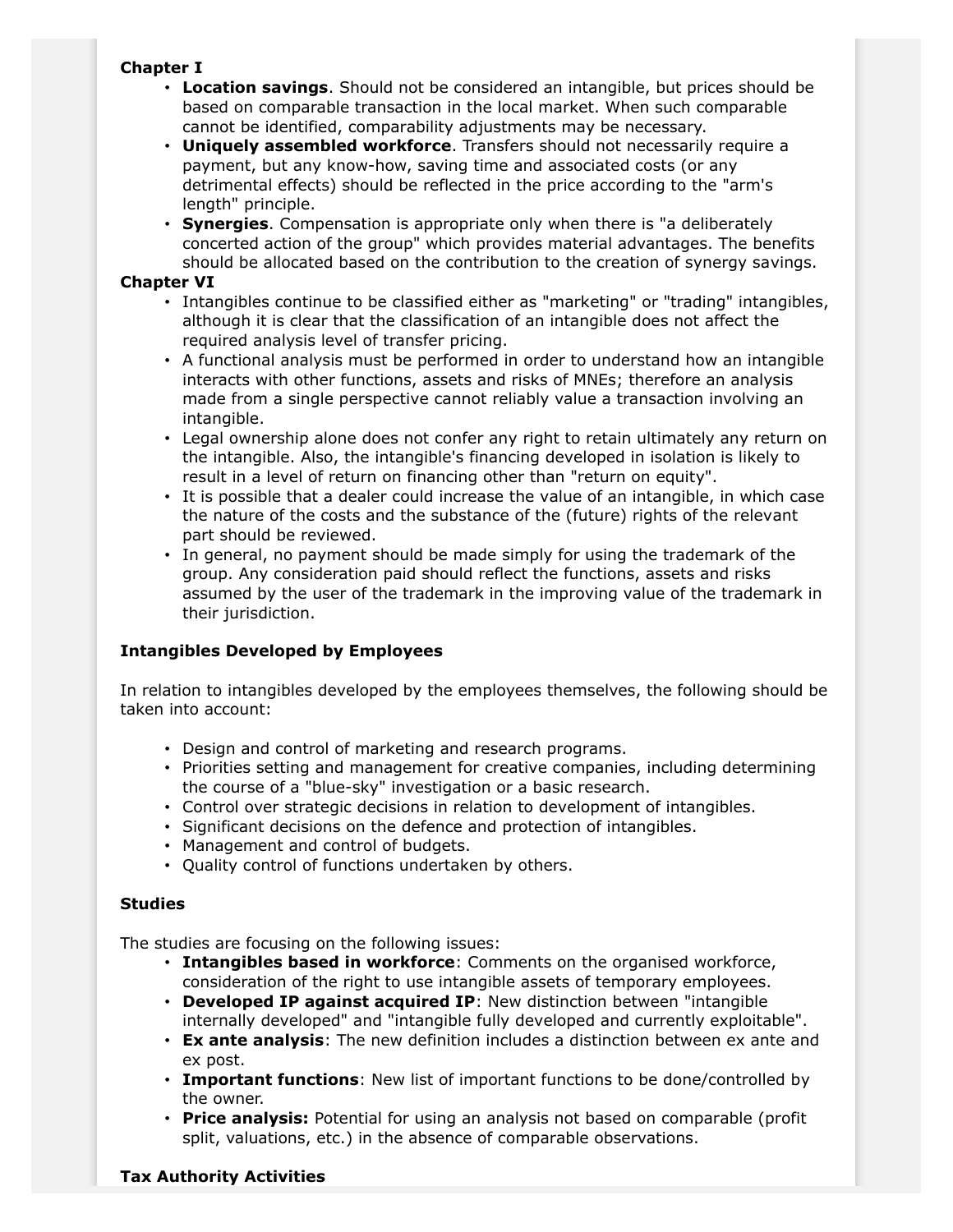**Chapter I**

- **Location savings**. Should not be considered an intangible, but prices should be based on comparable transaction in the local market. When such comparable cannot be identified, comparability adjustments may be necessary.
- **Uniquely assembled workforce**. Transfers should not necessarily require a payment, but any know-how, saving time and associated costs (or any detrimental effects) should be reflected in the price according to the "arm's length" principle.
- **Synergies**. Compensation is appropriate only when there is "a deliberately concerted action of the group" which provides material advantages. The benefits should be allocated based on the contribution to the creation of synergy savings.

**Chapter VI**

- Intangibles continue to be classified either as "marketing" or "trading" intangibles, although it is clear that the classification of an intangible does not affect the required analysis level of transfer pricing.
- A functional analysis must be performed in order to understand how an intangible interacts with other functions, assets and risks of MNEs; therefore an analysis made from a single perspective cannot reliably value a transaction involving an intangible.
- Legal ownership alone does not confer any right to retain ultimately any return on the intangible. Also, the intangible's financing developed in isolation is likely to result in a level of return on financing other than "return on equity".
- It is possible that a dealer could increase the value of an intangible, in which case the nature of the costs and the substance of the (future) rights of the relevant part should be reviewed.
- In general, no payment should be made simply for using the trademark of the group. Any consideration paid should reflect the functions, assets and risks assumed by the user of the trademark in the improving value of the trademark in their jurisdiction.

**Intangibles Developed by Employees**

In relation to intangibles developed by the employees themselves, the following should be taken into account:

- Design and control of marketing and research programs.
- Priorities setting and management for creative companies, including determining the course of a "blue-sky" investigation or a basic research.
- Control over strategic decisions in relation to development of intangibles.
- Significant decisions on the defence and protection of intangibles.
- Management and control of budgets.
- Quality control of functions undertaken by others.

**Studies**

The studies are focusing on the following issues:

- **Intangibles based in workforce**: Comments on the organised workforce, consideration of the right to use intangible assets of temporary employees.
- **Developed IP against acquired IP**: New distinction between "intangible internally developed" and "intangible fully developed and currently exploitable".
- **Ex ante analysis**: The new definition includes a distinction between ex ante and ex post.
- **Important functions**: New list of important functions to be done/controlled by the owner.
- **Price analysis:** Potential for using an analysis not based on comparable (profit split, valuations, etc.) in the absence of comparable observations.

**Tax Authority Activities**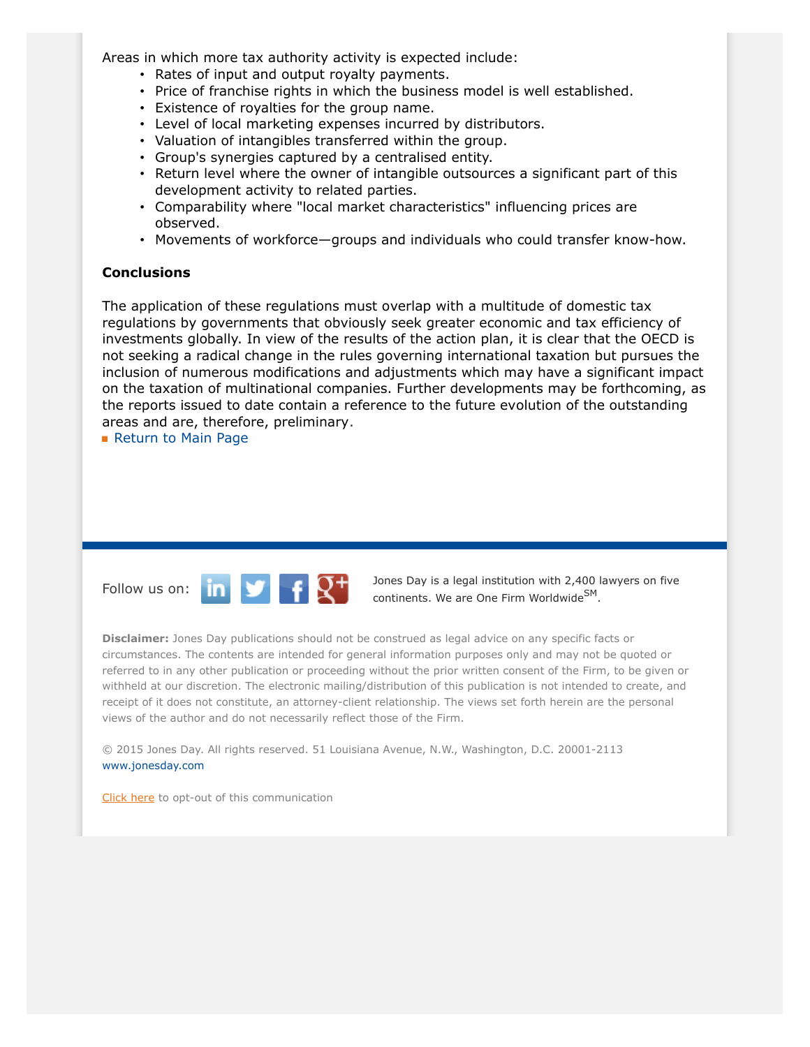Areas in which more tax authority activity is expected include:

- Rates of input and output royalty payments.
- Price of franchise rights in which the business model is well established.
- Existence of royalties for the group name.
- Level of local marketing expenses incurred by distributors.
- Valuation of intangibles transferred within the group.
- Group's synergies captured by a centralised entity.
- Return level where the owner of intangible outsources a significant part of this development activity to related parties.
- Comparability where "local market characteristics" influencing prices are observed.
- Movements of workforce—groups and individuals who could transfer know-how.

**Conclusions**

The application of these regulations must overlap with a multitude of domestic tax regulations by governments that obviously seek greater economic and tax efficiency of investments globally. In view of the results of the action plan, it is clear that the OECD is not seeking a radical change in the rules governing international taxation but pursues the inclusion of numerous modifications and adjustments which may have a significant impact on the taxation of multinational companies. Further developments may be forthcoming, as the reports issued to date contain a reference to the future evolution of the outstanding areas and are, therefore, preliminary.

Return to Main Page

Follow us on:

Jones Day is a legal institution with 2,400 lawyers on five continents. We are One Firm Worldwide[SM].

**Disclaimer:** Jones Day publications should not be construed as legal advice on any specific facts or circumstances. The contents are intended for general information purposes only and may not be quoted or referred to in any other publication or proceeding without the prior written consent of the Firm, to be given or withheld at our discretion. The electronic mailing/distribution of this publication is not intended to create, and receipt of it does not constitute, an attorney-client relationship. The views set forth herein are the personal views of the author and do not necessarily reflect those of the Firm.

© 2015 Jones Day. All rights reserved. 51 Louisiana Avenue, N.W., Washington, D.C. 20001-2113
www.jonesday.com

Click here to opt-out of this communication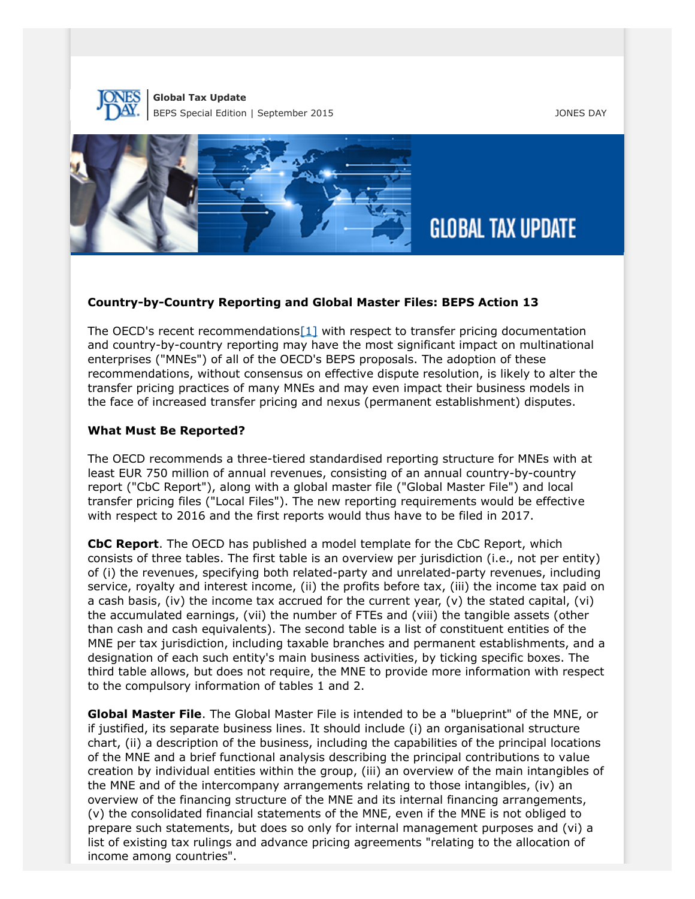**Global Tax Update**
BEPS Special Edition | September 2015

JONES DAY

GLOBAL TAX UPDATE

### Country-by-Country Reporting and Global Master Files: BEPS Action 13

The OECD's recent recommendations[1] with respect to transfer pricing documentation and country-by-country reporting may have the most significant impact on multinational enterprises ("MNEs") of all of the OECD's BEPS proposals. The adoption of these recommendations, without consensus on effective dispute resolution, is likely to alter the transfer pricing practices of many MNEs and may even impact their business models in the face of increased transfer pricing and nexus (permanent establishment) disputes.

### What Must Be Reported?

The OECD recommends a three-tiered standardised reporting structure for MNEs with at least EUR 750 million of annual revenues, consisting of an annual country-by-country report ("CbC Report"), along with a global master file ("Global Master File") and local transfer pricing files ("Local Files"). The new reporting requirements would be effective with respect to 2016 and the first reports would thus have to be filed in 2017.

**CbC Report**. The OECD has published a model template for the CbC Report, which consists of three tables. The first table is an overview per jurisdiction (i.e., not per entity) of (i) the revenues, specifying both related-party and unrelated-party revenues, including service, royalty and interest income, (ii) the profits before tax, (iii) the income tax paid on a cash basis, (iv) the income tax accrued for the current year, (v) the stated capital, (vi) the accumulated earnings, (vii) the number of FTEs and (viii) the tangible assets (other than cash and cash equivalents). The second table is a list of constituent entities of the MNE per tax jurisdiction, including taxable branches and permanent establishments, and a designation of each such entity's main business activities, by ticking specific boxes. The third table allows, but does not require, the MNE to provide more information with respect to the compulsory information of tables 1 and 2.

**Global Master File**. The Global Master File is intended to be a "blueprint" of the MNE, or if justified, its separate business lines. It should include (i) an organisational structure chart, (ii) a description of the business, including the capabilities of the principal locations of the MNE and a brief functional analysis describing the principal contributions to value creation by individual entities within the group, (iii) an overview of the main intangibles of the MNE and of the intercompany arrangements relating to those intangibles, (iv) an overview of the financing structure of the MNE and its internal financing arrangements, (v) the consolidated financial statements of the MNE, even if the MNE is not obliged to prepare such statements, but does so only for internal management purposes and (vi) a list of existing tax rulings and advance pricing agreements "relating to the allocation of income among countries".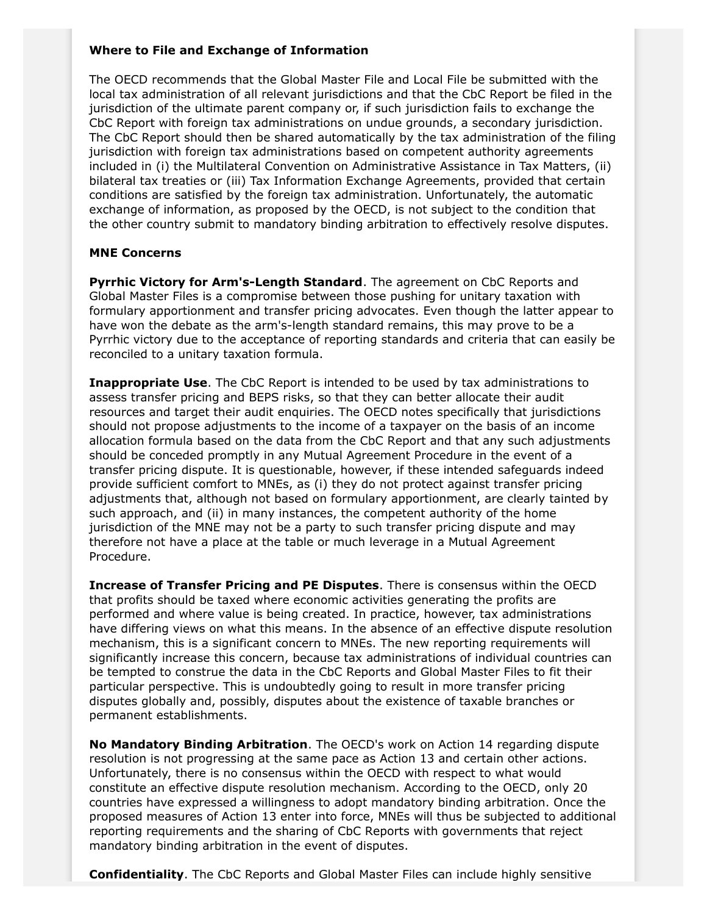**Where to File and Exchange of Information**

The OECD recommends that the Global Master File and Local File be submitted with the local tax administration of all relevant jurisdictions and that the CbC Report be filed in the jurisdiction of the ultimate parent company or, if such jurisdiction fails to exchange the CbC Report with foreign tax administrations on undue grounds, a secondary jurisdiction. The CbC Report should then be shared automatically by the tax administration of the filing jurisdiction with foreign tax administrations based on competent authority agreements included in (i) the Multilateral Convention on Administrative Assistance in Tax Matters, (ii) bilateral tax treaties or (iii) Tax Information Exchange Agreements, provided that certain conditions are satisfied by the foreign tax administration. Unfortunately, the automatic exchange of information, as proposed by the OECD, is not subject to the condition that the other country submit to mandatory binding arbitration to effectively resolve disputes.

**MNE Concerns**

**Pyrrhic Victory for Arm's-Length Standard**. The agreement on CbC Reports and Global Master Files is a compromise between those pushing for unitary taxation with formulary apportionment and transfer pricing advocates. Even though the latter appear to have won the debate as the arm's-length standard remains, this may prove to be a Pyrrhic victory due to the acceptance of reporting standards and criteria that can easily be reconciled to a unitary taxation formula.

**Inappropriate Use**. The CbC Report is intended to be used by tax administrations to assess transfer pricing and BEPS risks, so that they can better allocate their audit resources and target their audit enquiries. The OECD notes specifically that jurisdictions should not propose adjustments to the income of a taxpayer on the basis of an income allocation formula based on the data from the CbC Report and that any such adjustments should be conceded promptly in any Mutual Agreement Procedure in the event of a transfer pricing dispute. It is questionable, however, if these intended safeguards indeed provide sufficient comfort to MNEs, as (i) they do not protect against transfer pricing adjustments that, although not based on formulary apportionment, are clearly tainted by such approach, and (ii) in many instances, the competent authority of the home jurisdiction of the MNE may not be a party to such transfer pricing dispute and may therefore not have a place at the table or much leverage in a Mutual Agreement Procedure.

**Increase of Transfer Pricing and PE Disputes**. There is consensus within the OECD that profits should be taxed where economic activities generating the profits are performed and where value is being created. In practice, however, tax administrations have differing views on what this means. In the absence of an effective dispute resolution mechanism, this is a significant concern to MNEs. The new reporting requirements will significantly increase this concern, because tax administrations of individual countries can be tempted to construe the data in the CbC Reports and Global Master Files to fit their particular perspective. This is undoubtedly going to result in more transfer pricing disputes globally and, possibly, disputes about the existence of taxable branches or permanent establishments.

**No Mandatory Binding Arbitration**. The OECD's work on Action 14 regarding dispute resolution is not progressing at the same pace as Action 13 and certain other actions. Unfortunately, there is no consensus within the OECD with respect to what would constitute an effective dispute resolution mechanism. According to the OECD, only 20 countries have expressed a willingness to adopt mandatory binding arbitration. Once the proposed measures of Action 13 enter into force, MNEs will thus be subjected to additional reporting requirements and the sharing of CbC Reports with governments that reject mandatory binding arbitration in the event of disputes.

**Confidentiality**. The CbC Reports and Global Master Files can include highly sensitive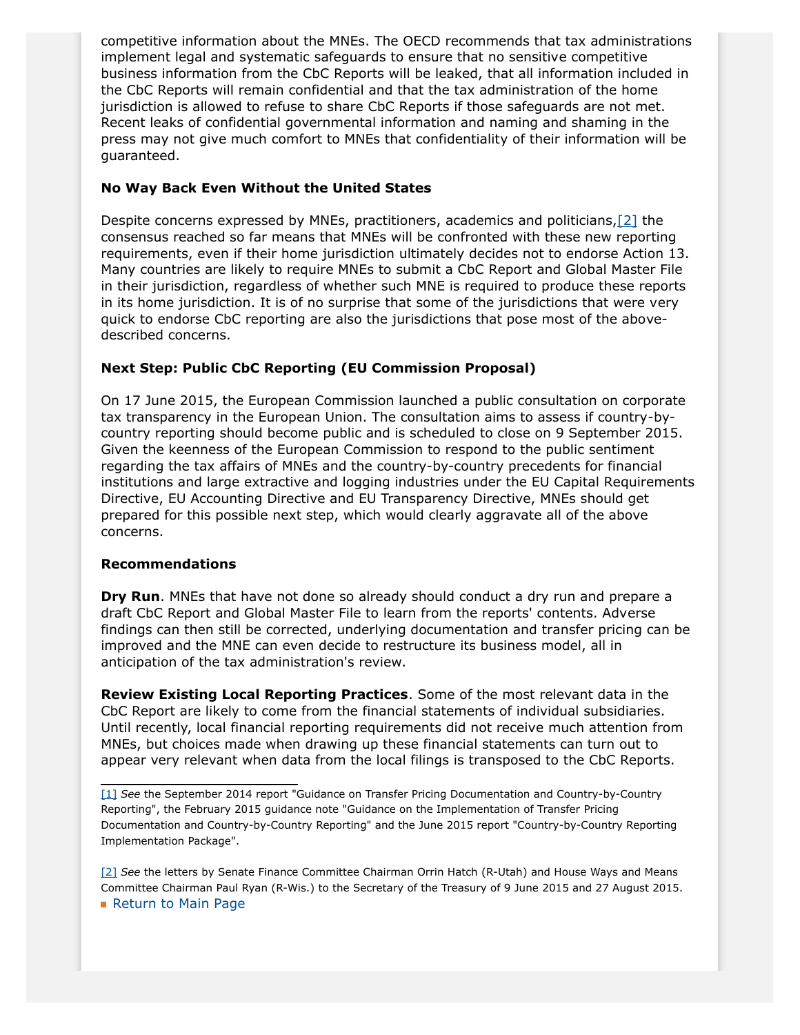competitive information about the MNEs. The OECD recommends that tax administrations implement legal and systematic safeguards to ensure that no sensitive competitive business information from the CbC Reports will be leaked, that all information included in the CbC Reports will remain confidential and that the tax administration of the home jurisdiction is allowed to refuse to share CbC Reports if those safeguards are not met. Recent leaks of confidential governmental information and naming and shaming in the press may not give much comfort to MNEs that confidentiality of their information will be guaranteed.

**No Way Back Even Without the United States**

Despite concerns expressed by MNEs, practitioners, academics and politicians,[2] the consensus reached so far means that MNEs will be confronted with these new reporting requirements, even if their home jurisdiction ultimately decides not to endorse Action 13. Many countries are likely to require MNEs to submit a CbC Report and Global Master File in their jurisdiction, regardless of whether such MNE is required to produce these reports in its home jurisdiction. It is of no surprise that some of the jurisdictions that were very quick to endorse CbC reporting are also the jurisdictions that pose most of the above-described concerns.

**Next Step: Public CbC Reporting (EU Commission Proposal)**

On 17 June 2015, the European Commission launched a public consultation on corporate tax transparency in the European Union. The consultation aims to assess if country-by-country reporting should become public and is scheduled to close on 9 September 2015. Given the keenness of the European Commission to respond to the public sentiment regarding the tax affairs of MNEs and the country-by-country precedents for financial institutions and large extractive and logging industries under the EU Capital Requirements Directive, EU Accounting Directive and EU Transparency Directive, MNEs should get prepared for this possible next step, which would clearly aggravate all of the above concerns.

**Recommendations**

**Dry Run**. MNEs that have not done so already should conduct a dry run and prepare a draft CbC Report and Global Master File to learn from the reports' contents. Adverse findings can then still be corrected, underlying documentation and transfer pricing can be improved and the MNE can even decide to restructure its business model, all in anticipation of the tax administration's review.

**Review Existing Local Reporting Practices**. Some of the most relevant data in the CbC Report are likely to come from the financial statements of individual subsidiaries. Until recently, local financial reporting requirements did not receive much attention from MNEs, but choices made when drawing up these financial statements can turn out to appear very relevant when data from the local filings is transposed to the CbC Reports.

---

[1] *See* the September 2014 report "Guidance on Transfer Pricing Documentation and Country-by-Country Reporting", the February 2015 guidance note "Guidance on the Implementation of Transfer Pricing Documentation and Country-by-Country Reporting" and the June 2015 report "Country-by-Country Reporting Implementation Package".

[2] *See* the letters by Senate Finance Committee Chairman Orrin Hatch (R-Utah) and House Ways and Means Committee Chairman Paul Ryan (R-Wis.) to the Secretary of the Treasury of 9 June 2015 and 27 August 2015.

Return to Main Page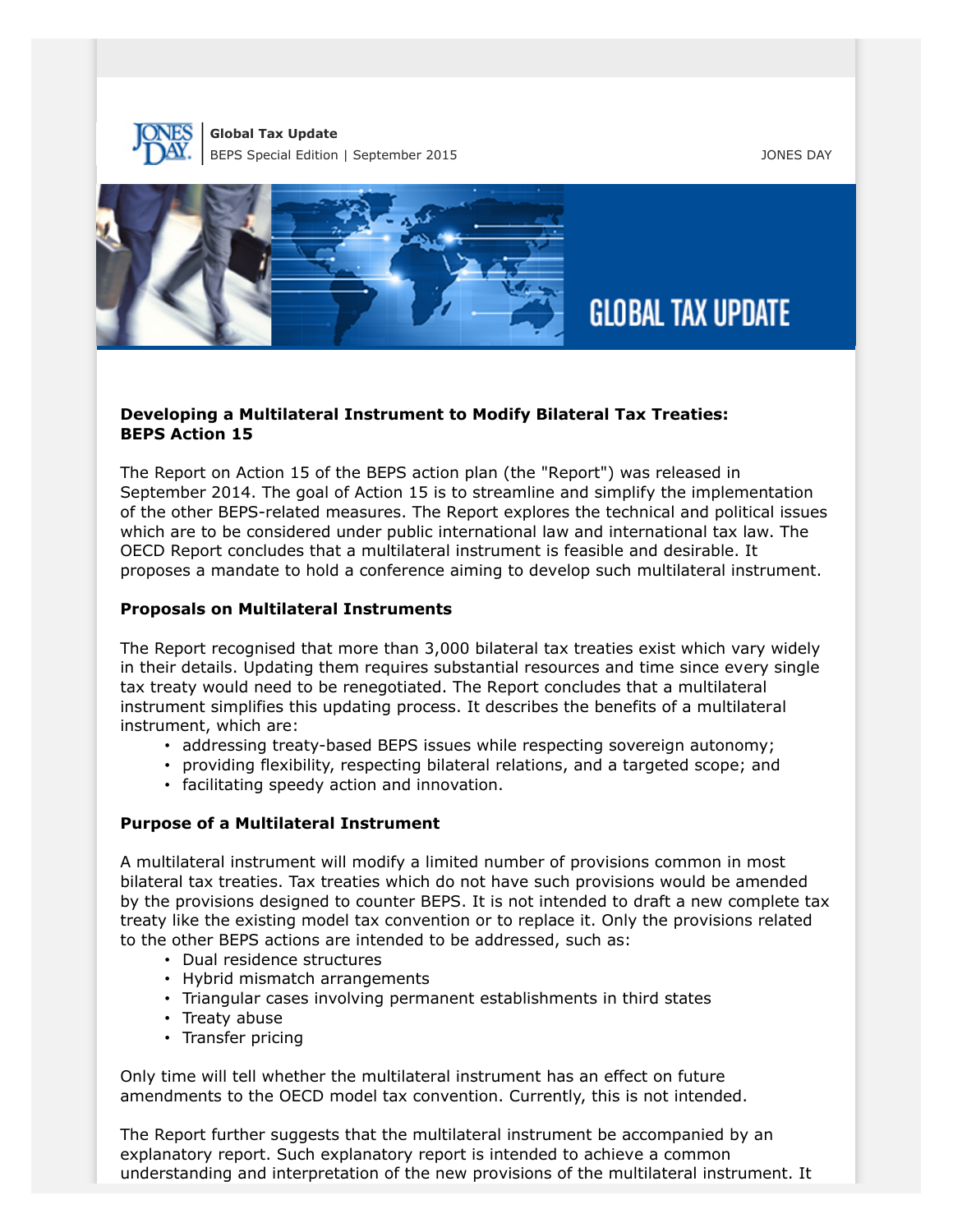**Global Tax Update**
BEPS Special Edition | September 2015

JONES DAY

GLOBAL TAX UPDATE

### Developing a Multilateral Instrument to Modify Bilateral Tax Treaties: BEPS Action 15

The Report on Action 15 of the BEPS action plan (the "Report") was released in September 2014. The goal of Action 15 is to streamline and simplify the implementation of the other BEPS-related measures. The Report explores the technical and political issues which are to be considered under public international law and international tax law. The OECD Report concludes that a multilateral instrument is feasible and desirable. It proposes a mandate to hold a conference aiming to develop such multilateral instrument.

#### Proposals on Multilateral Instruments

The Report recognised that more than 3,000 bilateral tax treaties exist which vary widely in their details. Updating them requires substantial resources and time since every single tax treaty would need to be renegotiated. The Report concludes that a multilateral instrument simplifies this updating process. It describes the benefits of a multilateral instrument, which are:

- addressing treaty-based BEPS issues while respecting sovereign autonomy;
- providing flexibility, respecting bilateral relations, and a targeted scope; and
- facilitating speedy action and innovation.

#### Purpose of a Multilateral Instrument

A multilateral instrument will modify a limited number of provisions common in most bilateral tax treaties. Tax treaties which do not have such provisions would be amended by the provisions designed to counter BEPS. It is not intended to draft a new complete tax treaty like the existing model tax convention or to replace it. Only the provisions related to the other BEPS actions are intended to be addressed, such as:

- Dual residence structures
- Hybrid mismatch arrangements
- Triangular cases involving permanent establishments in third states
- Treaty abuse
- Transfer pricing

Only time will tell whether the multilateral instrument has an effect on future amendments to the OECD model tax convention. Currently, this is not intended.

The Report further suggests that the multilateral instrument be accompanied by an explanatory report. Such explanatory report is intended to achieve a common understanding and interpretation of the new provisions of the multilateral instrument. It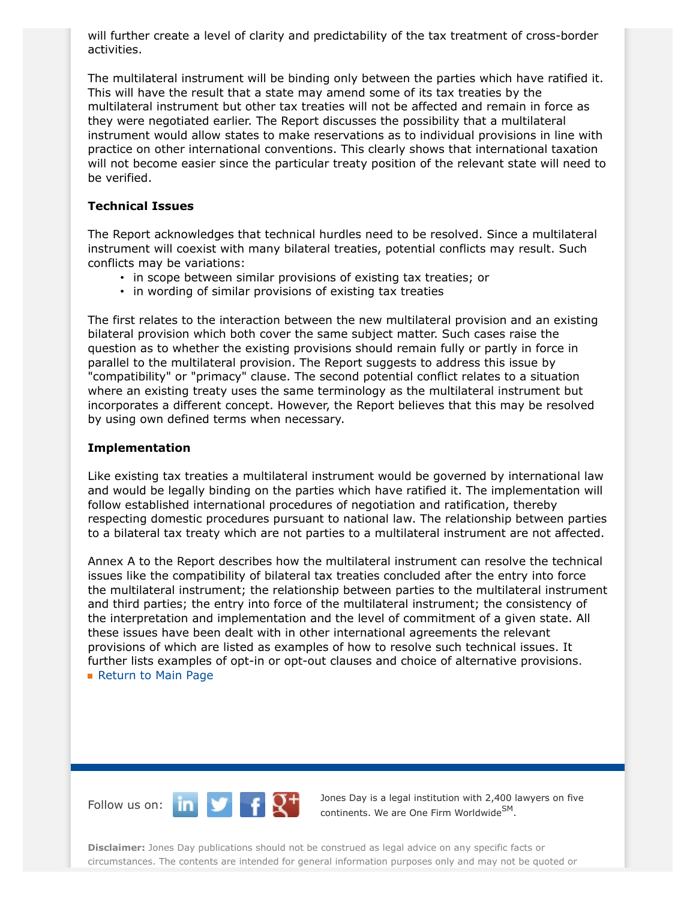will further create a level of clarity and predictability of the tax treatment of cross-border activities.

The multilateral instrument will be binding only between the parties which have ratified it. This will have the result that a state may amend some of its tax treaties by the multilateral instrument but other tax treaties will not be affected and remain in force as they were negotiated earlier. The Report discusses the possibility that a multilateral instrument would allow states to make reservations as to individual provisions in line with practice on other international conventions. This clearly shows that international taxation will not become easier since the particular treaty position of the relevant state will need to be verified.

**Technical Issues**

The Report acknowledges that technical hurdles need to be resolved. Since a multilateral instrument will coexist with many bilateral treaties, potential conflicts may result. Such conflicts may be variations:

- in scope between similar provisions of existing tax treaties; or
- in wording of similar provisions of existing tax treaties

The first relates to the interaction between the new multilateral provision and an existing bilateral provision which both cover the same subject matter. Such cases raise the question as to whether the existing provisions should remain fully or partly in force in parallel to the multilateral provision. The Report suggests to address this issue by "compatibility" or "primacy" clause. The second potential conflict relates to a situation where an existing treaty uses the same terminology as the multilateral instrument but incorporates a different concept. However, the Report believes that this may be resolved by using own defined terms when necessary.

**Implementation**

Like existing tax treaties a multilateral instrument would be governed by international law and would be legally binding on the parties which have ratified it. The implementation will follow established international procedures of negotiation and ratification, thereby respecting domestic procedures pursuant to national law. The relationship between parties to a bilateral tax treaty which are not parties to a multilateral instrument are not affected.

Annex A to the Report describes how the multilateral instrument can resolve the technical issues like the compatibility of bilateral tax treaties concluded after the entry into force the multilateral instrument; the relationship between parties to the multilateral instrument and third parties; the entry into force of the multilateral instrument; the consistency of the interpretation and implementation and the level of commitment of a given state. All these issues have been dealt with in other international agreements the relevant provisions of which are listed as examples of how to resolve such technical issues. It further lists examples of opt-in or opt-out clauses and choice of alternative provisions.

Return to Main Page

Follow us on:

Jones Day is a legal institution with 2,400 lawyers on five continents. We are One Firm Worldwide[SM].

**Disclaimer:** Jones Day publications should not be construed as legal advice on any specific facts or circumstances. The contents are intended for general information purposes only and may not be quoted or